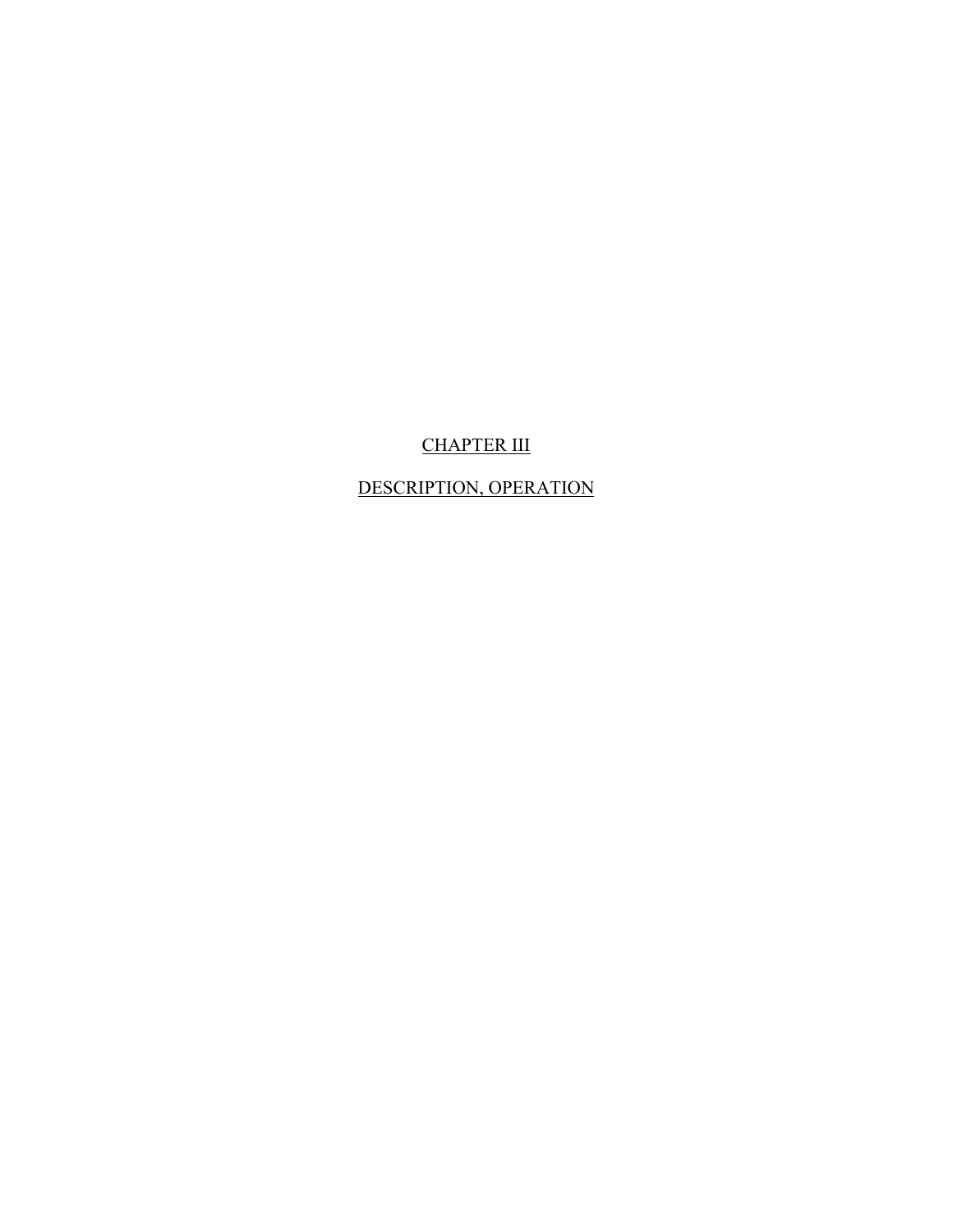# CHAPTER III

## DESCRIPTION, OPERATION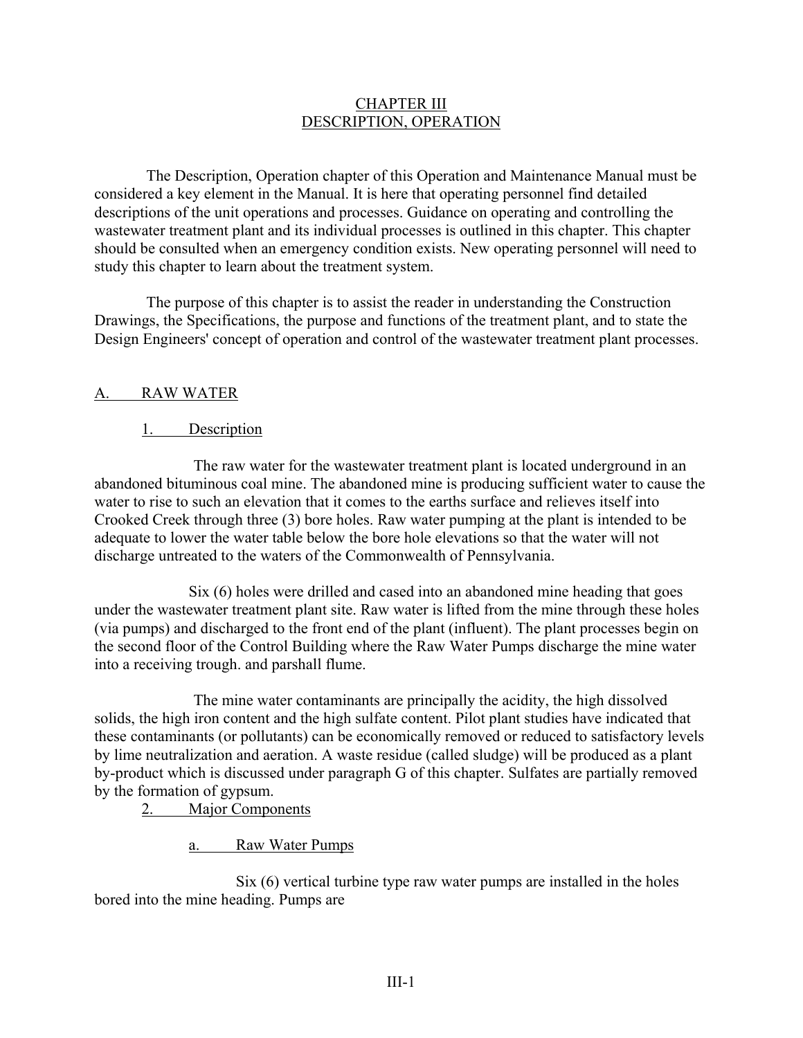# CHAPTER III
# DESCRIPTION, OPERATION

The Description, Operation chapter of this Operation and Maintenance Manual must be considered a key element in the Manual. It is here that operating personnel find detailed descriptions of the unit operations and processes. Guidance on operating and controlling the wastewater treatment plant and its individual processes is outlined in this chapter. This chapter should be consulted when an emergency condition exists. New operating personnel will need to study this chapter to learn about the treatment system.

The purpose of this chapter is to assist the reader in understanding the Construction Drawings, the Specifications, the purpose and functions of the treatment plant, and to state the Design Engineers' concept of operation and control of the wastewater treatment plant processes.

## A. RAW WATER

### 1. Description

The raw water for the wastewater treatment plant is located underground in an abandoned bituminous coal mine. The abandoned mine is producing sufficient water to cause the water to rise to such an elevation that it comes to the earths surface and relieves itself into Crooked Creek through three (3) bore holes. Raw water pumping at the plant is intended to be adequate to lower the water table below the bore hole elevations so that the water will not discharge untreated to the waters of the Commonwealth of Pennsylvania.

Six (6) holes were drilled and cased into an abandoned mine heading that goes under the wastewater treatment plant site. Raw water is lifted from the mine through these holes (via pumps) and discharged to the front end of the plant (influent). The plant processes begin on the second floor of the Control Building where the Raw Water Pumps discharge the mine water into a receiving trough. and parshall flume.

The mine water contaminants are principally the acidity, the high dissolved solids, the high iron content and the high sulfate content. Pilot plant studies have indicated that these contaminants (or pollutants) can be economically removed or reduced to satisfactory levels by lime neutralization and aeration. A waste residue (called sludge) will be produced as a plant by-product which is discussed under paragraph G of this chapter. Sulfates are partially removed by the formation of gypsum.

### 2. Major Components

#### a. Raw Water Pumps

Six (6) vertical turbine type raw water pumps are installed in the holes bored into the mine heading. Pumps are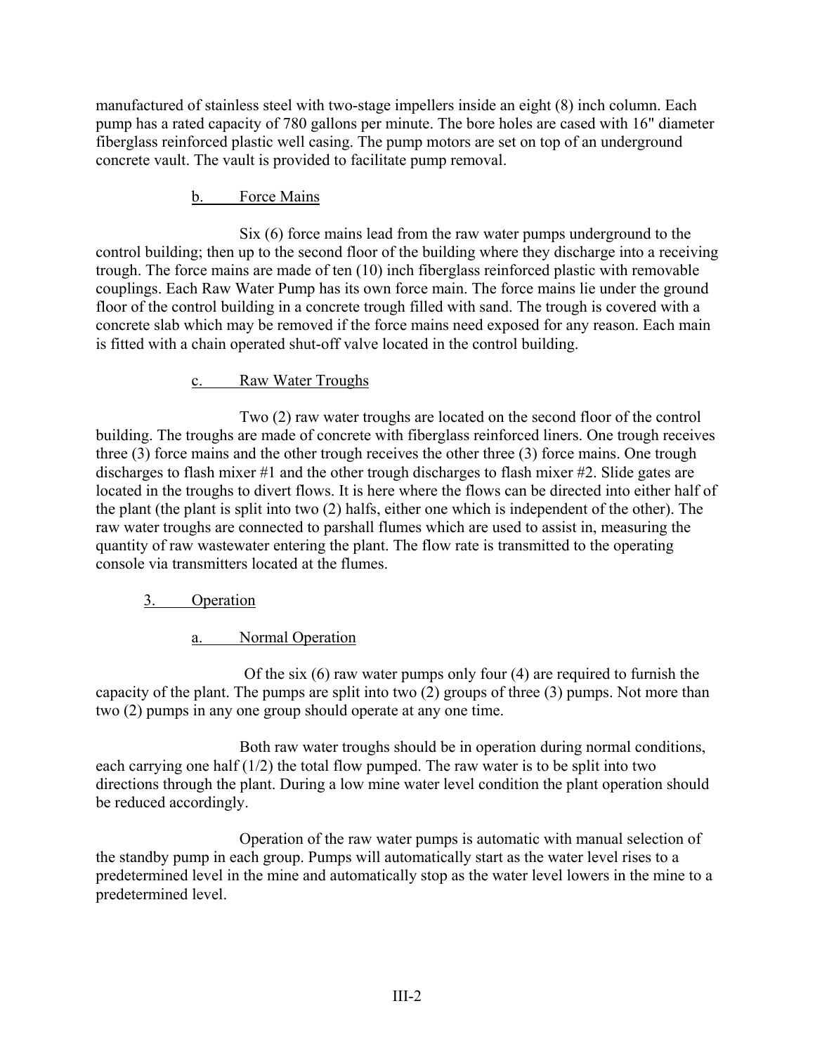manufactured of stainless steel with two-stage impellers inside an eight (8) inch column. Each pump has a rated capacity of 780 gallons per minute. The bore holes are cased with 16" diameter fiberglass reinforced plastic well casing. The pump motors are set on top of an underground concrete vault. The vault is provided to facilitate pump removal.

#### b. Force Mains

Six (6) force mains lead from the raw water pumps underground to the control building; then up to the second floor of the building where they discharge into a receiving trough. The force mains are made of ten (10) inch fiberglass reinforced plastic with removable couplings. Each Raw Water Pump has its own force main. The force mains lie under the ground floor of the control building in a concrete trough filled with sand. The trough is covered with a concrete slab which may be removed if the force mains need exposed for any reason. Each main is fitted with a chain operated shut-off valve located in the control building.

#### c. Raw Water Troughs

Two (2) raw water troughs are located on the second floor of the control building. The troughs are made of concrete with fiberglass reinforced liners. One trough receives three (3) force mains and the other trough receives the other three (3) force mains. One trough discharges to flash mixer #1 and the other trough discharges to flash mixer #2. Slide gates are located in the troughs to divert flows. It is here where the flows can be directed into either half of the plant (the plant is split into two (2) halfs, either one which is independent of the other). The raw water troughs are connected to parshall flumes which are used to assist in, measuring the quantity of raw wastewater entering the plant. The flow rate is transmitted to the operating console via transmitters located at the flumes.

### 3. Operation

#### a. Normal Operation

Of the six (6) raw water pumps only four (4) are required to furnish the capacity of the plant. The pumps are split into two (2) groups of three (3) pumps. Not more than two (2) pumps in any one group should operate at any one time.

Both raw water troughs should be in operation during normal conditions, each carrying one half (1/2) the total flow pumped. The raw water is to be split into two directions through the plant. During a low mine water level condition the plant operation should be reduced accordingly.

Operation of the raw water pumps is automatic with manual selection of the standby pump in each group. Pumps will automatically start as the water level rises to a predetermined level in the mine and automatically stop as the water level lowers in the mine to a predetermined level.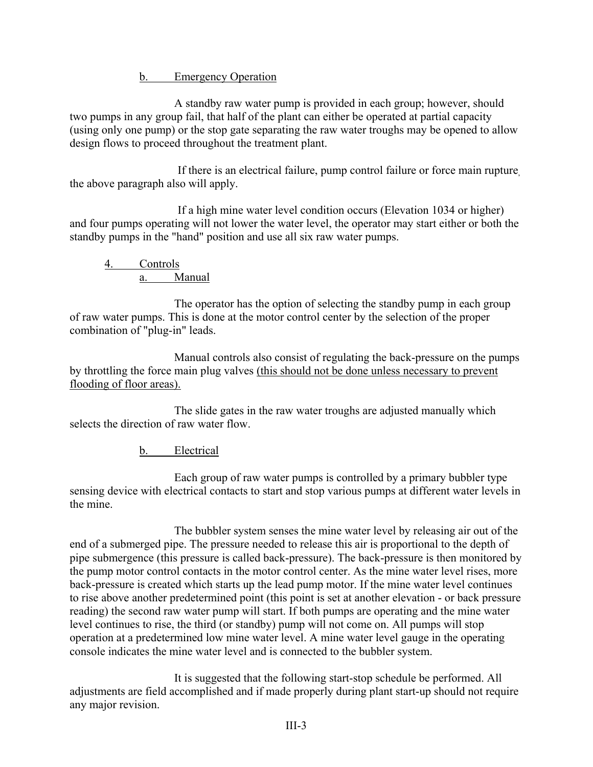#### b. Emergency Operation

A standby raw water pump is provided in each group; however, should two pumps in any group fail, that half of the plant can either be operated at partial capacity (using only one pump) or the stop gate separating the raw water troughs may be opened to allow design flows to proceed throughout the treatment plant.

If there is an electrical failure, pump control failure or force main rupture, the above paragraph also will apply.

If a high mine water level condition occurs (Elevation 1034 or higher) and four pumps operating will not lower the water level, the operator may start either or both the standby pumps in the "hand" position and use all six raw water pumps.

### 4. Controls

#### a. Manual

The operator has the option of selecting the standby pump in each group of raw water pumps. This is done at the motor control center by the selection of the proper combination of "plug-in" leads.

Manual controls also consist of regulating the back-pressure on the pumps by throttling the force main plug valves (this should not be done unless necessary to prevent flooding of floor areas).

The slide gates in the raw water troughs are adjusted manually which selects the direction of raw water flow.

#### b. Electrical

Each group of raw water pumps is controlled by a primary bubbler type sensing device with electrical contacts to start and stop various pumps at different water levels in the mine.

The bubbler system senses the mine water level by releasing air out of the end of a submerged pipe. The pressure needed to release this air is proportional to the depth of pipe submergence (this pressure is called back-pressure). The back-pressure is then monitored by the pump motor control contacts in the motor control center. As the mine water level rises, more back-pressure is created which starts up the lead pump motor. If the mine water level continues to rise above another predetermined point (this point is set at another elevation - or back pressure reading) the second raw water pump will start. If both pumps are operating and the mine water level continues to rise, the third (or standby) pump will not come on. All pumps will stop operation at a predetermined low mine water level. A mine water level gauge in the operating console indicates the mine water level and is connected to the bubbler system.

It is suggested that the following start-stop schedule be performed. All adjustments are field accomplished and if made properly during plant start-up should not require any major revision.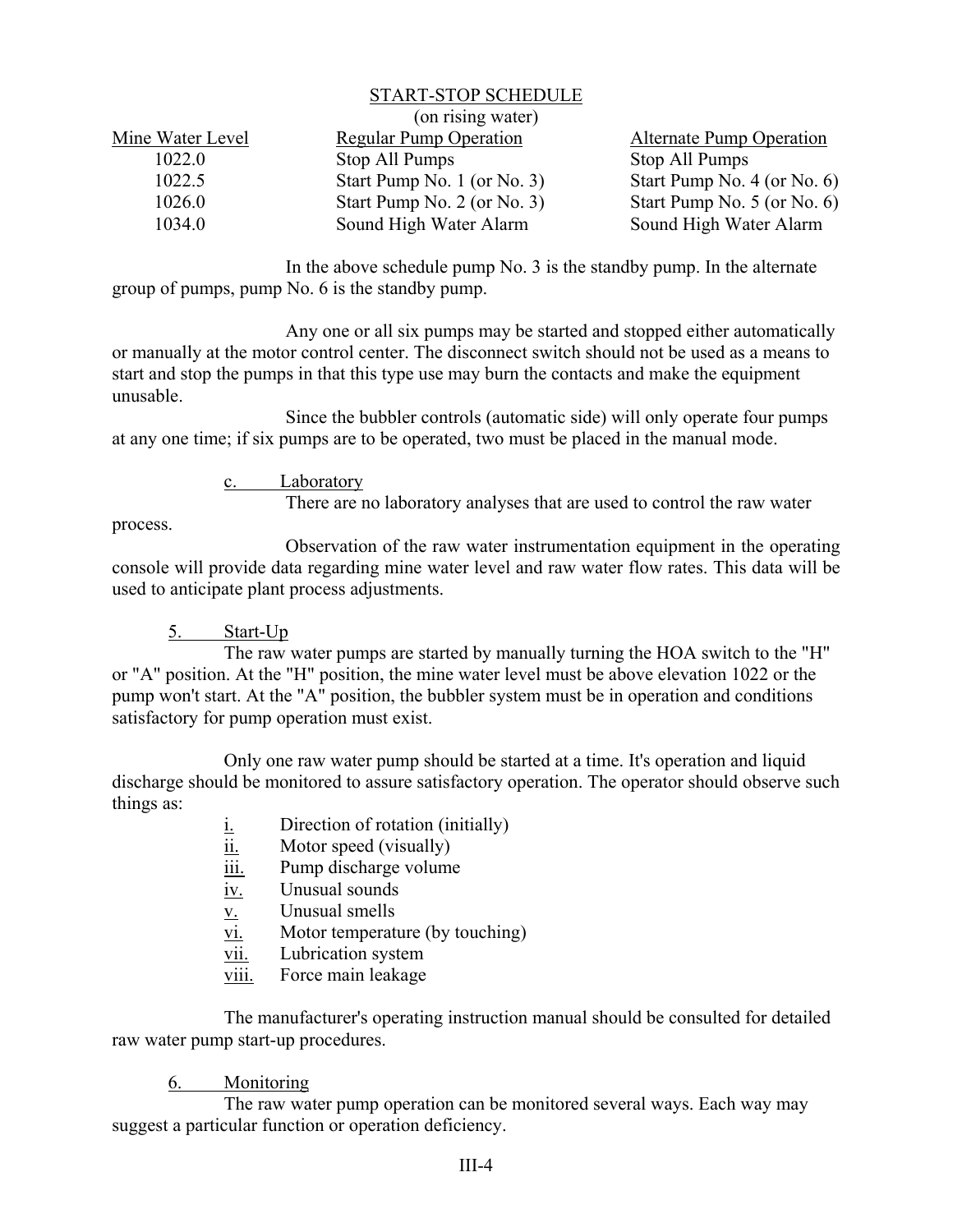START-STOP SCHEDULE
(on rising water)

| Mine Water Level | Regular Pump Operation | Alternate Pump Operation |
|---|---|---|
| 1022.0 | Stop All Pumps | Stop All Pumps |
| 1022.5 | Start Pump No. 1 (or No. 3) | Start Pump No. 4 (or No. 6) |
| 1026.0 | Start Pump No. 2 (or No. 3) | Start Pump No. 5 (or No. 6) |
| 1034.0 | Sound High Water Alarm | Sound High Water Alarm |

In the above schedule pump No. 3 is the standby pump. In the alternate group of pumps, pump No. 6 is the standby pump.

Any one or all six pumps may be started and stopped either automatically or manually at the motor control center. The disconnect switch should not be used as a means to start and stop the pumps in that this type use may burn the contacts and make the equipment unusable.

Since the bubbler controls (automatic side) will only operate four pumps at any one time; if six pumps are to be operated, two must be placed in the manual mode.

c. Laboratory

There are no laboratory analyses that are used to control the raw water process.

Observation of the raw water instrumentation equipment in the operating console will provide data regarding mine water level and raw water flow rates. This data will be used to anticipate plant process adjustments.

5. Start-Up

The raw water pumps are started by manually turning the HOA switch to the "H" or "A" position. At the "H" position, the mine water level must be above elevation 1022 or the pump won't start. At the "A" position, the bubbler system must be in operation and conditions satisfactory for pump operation must exist.

Only one raw water pump should be started at a time. It's operation and liquid discharge should be monitored to assure satisfactory operation. The operator should observe such things as:

- i. Direction of rotation (initially)
- ii. Motor speed (visually)
- iii. Pump discharge volume
- iv. Unusual sounds
- v. Unusual smells
- vi. Motor temperature (by touching)
- vii. Lubrication system
- viii. Force main leakage

The manufacturer's operating instruction manual should be consulted for detailed raw water pump start-up procedures.

6. Monitoring

The raw water pump operation can be monitored several ways. Each way may suggest a particular function or operation deficiency.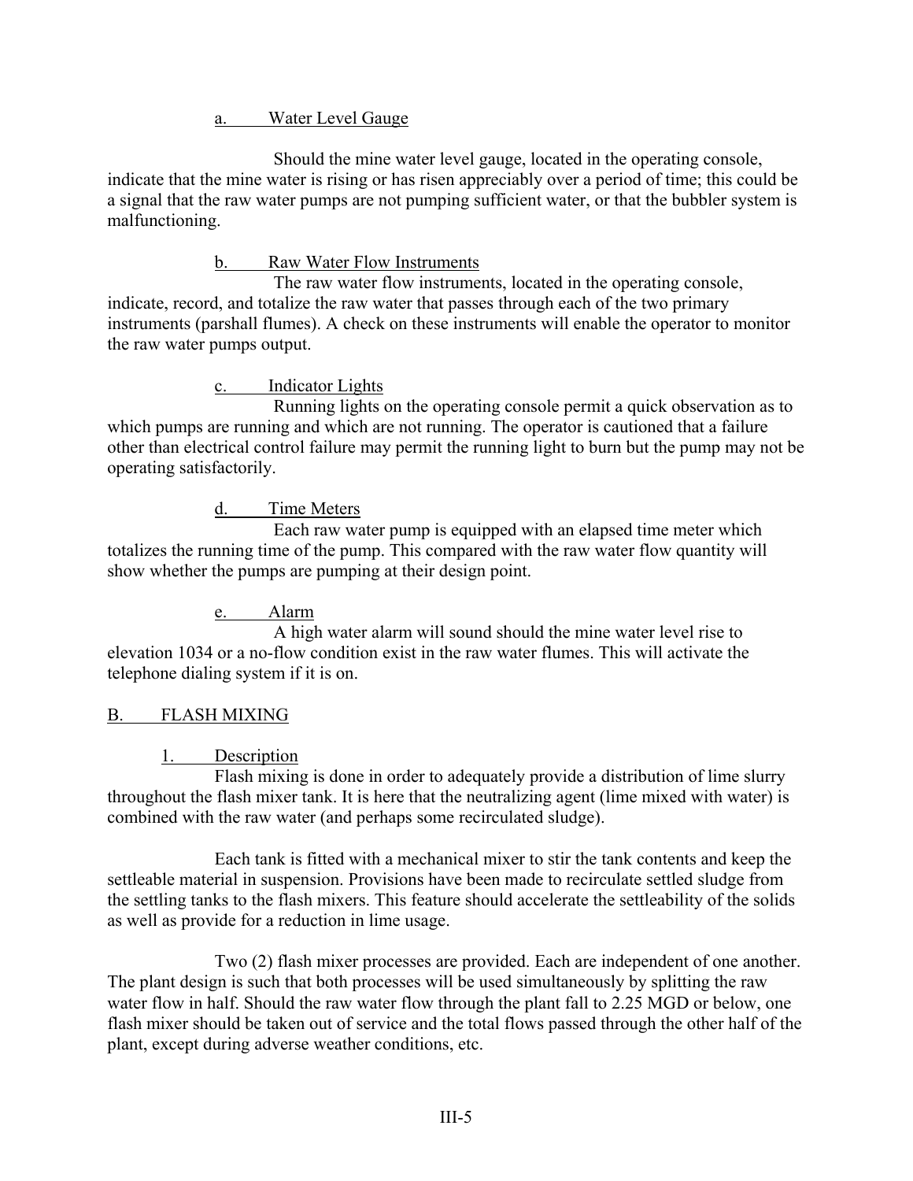a. Water Level Gauge

Should the mine water level gauge, located in the operating console, indicate that the mine water is rising or has risen appreciably over a period of time; this could be a signal that the raw water pumps are not pumping sufficient water, or that the bubbler system is malfunctioning.

b. Raw Water Flow Instruments

The raw water flow instruments, located in the operating console, indicate, record, and totalize the raw water that passes through each of the two primary instruments (parshall flumes). A check on these instruments will enable the operator to monitor the raw water pumps output.

c. Indicator Lights

Running lights on the operating console permit a quick observation as to which pumps are running and which are not running. The operator is cautioned that a failure other than electrical control failure may permit the running light to burn but the pump may not be operating satisfactorily.

d. Time Meters

Each raw water pump is equipped with an elapsed time meter which totalizes the running time of the pump. This compared with the raw water flow quantity will show whether the pumps are pumping at their design point.

e. Alarm

A high water alarm will sound should the mine water level rise to elevation 1034 or a no-flow condition exist in the raw water flumes. This will activate the telephone dialing system if it is on.

## B. FLASH MIXING

### 1. Description

Flash mixing is done in order to adequately provide a distribution of lime slurry throughout the flash mixer tank. It is here that the neutralizing agent (lime mixed with water) is combined with the raw water (and perhaps some recirculated sludge).

Each tank is fitted with a mechanical mixer to stir the tank contents and keep the settleable material in suspension. Provisions have been made to recirculate settled sludge from the settling tanks to the flash mixers. This feature should accelerate the settleability of the solids as well as provide for a reduction in lime usage.

Two (2) flash mixer processes are provided. Each are independent of one another. The plant design is such that both processes will be used simultaneously by splitting the raw water flow in half. Should the raw water flow through the plant fall to 2.25 MGD or below, one flash mixer should be taken out of service and the total flows passed through the other half of the plant, except during adverse weather conditions, etc.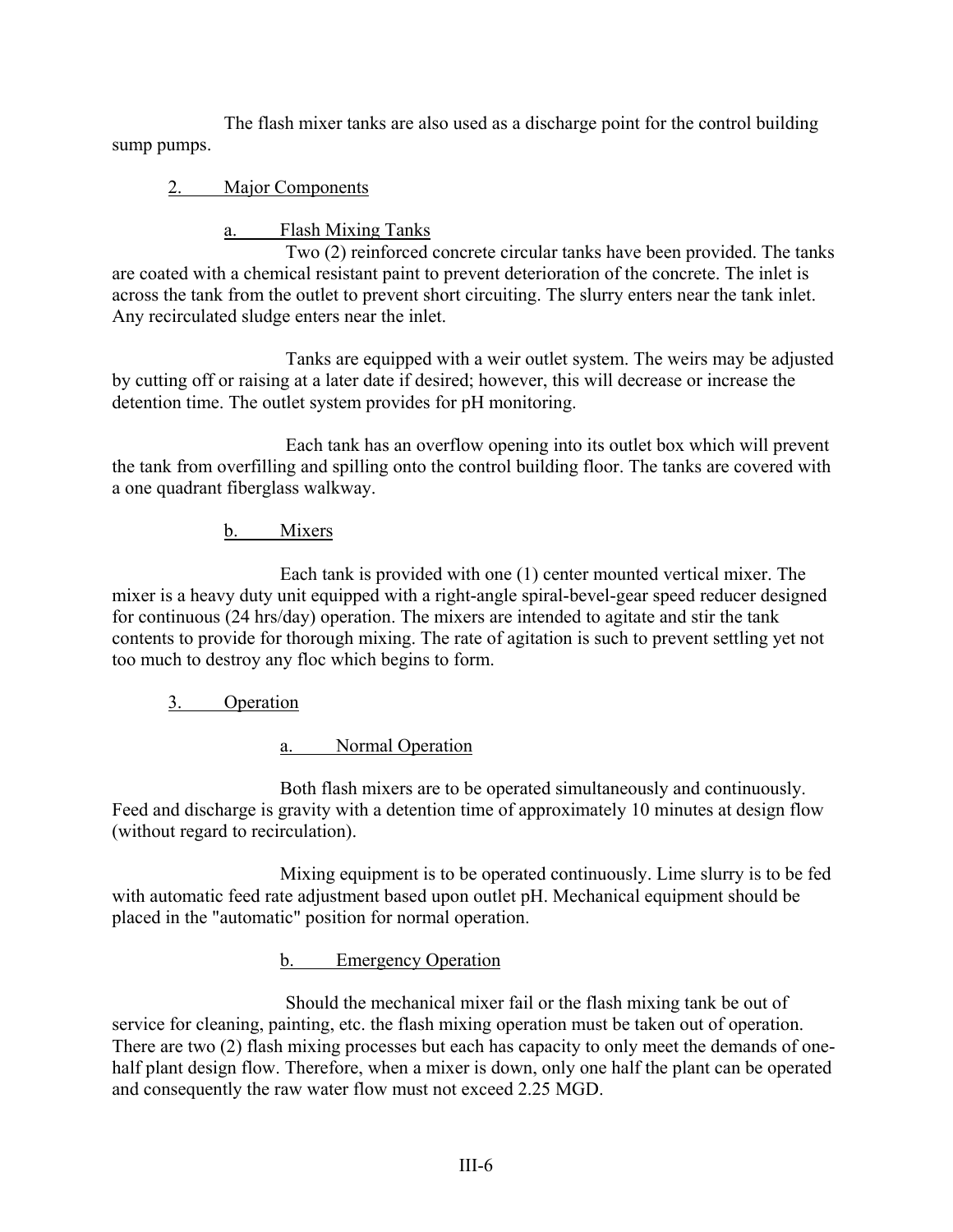The flash mixer tanks are also used as a discharge point for the control building sump pumps.

2. Major Components

a. Flash Mixing Tanks

Two (2) reinforced concrete circular tanks have been provided. The tanks are coated with a chemical resistant paint to prevent deterioration of the concrete. The inlet is across the tank from the outlet to prevent short circuiting. The slurry enters near the tank inlet. Any recirculated sludge enters near the inlet.

Tanks are equipped with a weir outlet system. The weirs may be adjusted by cutting off or raising at a later date if desired; however, this will decrease or increase the detention time. The outlet system provides for pH monitoring.

Each tank has an overflow opening into its outlet box which will prevent the tank from overfilling and spilling onto the control building floor. The tanks are covered with a one quadrant fiberglass walkway.

b. Mixers

Each tank is provided with one (1) center mounted vertical mixer. The mixer is a heavy duty unit equipped with a right-angle spiral-bevel-gear speed reducer designed for continuous (24 hrs/day) operation. The mixers are intended to agitate and stir the tank contents to provide for thorough mixing. The rate of agitation is such to prevent settling yet not too much to destroy any floc which begins to form.

3. Operation

a. Normal Operation

Both flash mixers are to be operated simultaneously and continuously. Feed and discharge is gravity with a detention time of approximately 10 minutes at design flow (without regard to recirculation).

Mixing equipment is to be operated continuously. Lime slurry is to be fed with automatic feed rate adjustment based upon outlet pH. Mechanical equipment should be placed in the "automatic" position for normal operation.

b. Emergency Operation

Should the mechanical mixer fail or the flash mixing tank be out of service for cleaning, painting, etc. the flash mixing operation must be taken out of operation. There are two (2) flash mixing processes but each has capacity to only meet the demands of one-half plant design flow. Therefore, when a mixer is down, only one half the plant can be operated and consequently the raw water flow must not exceed 2.25 MGD.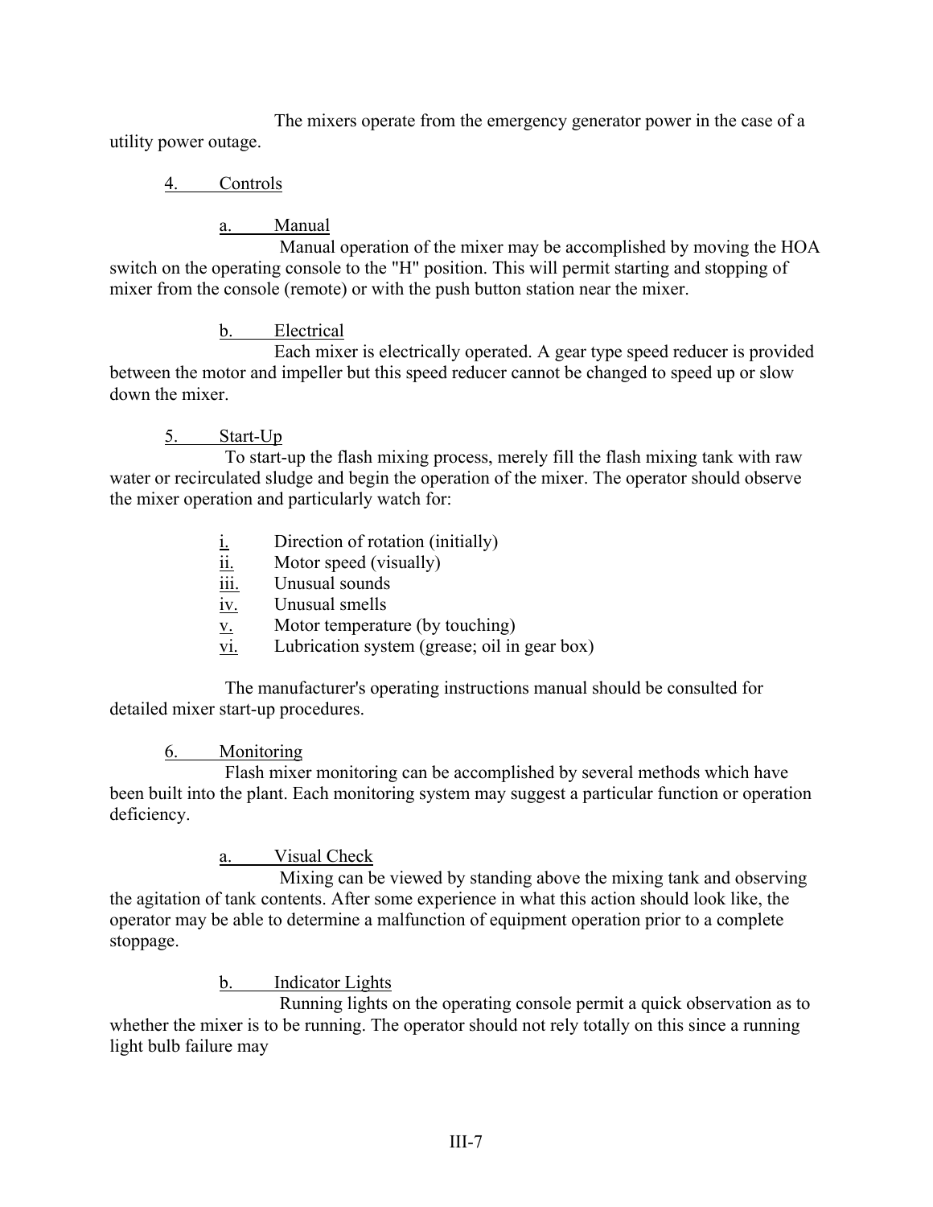The mixers operate from the emergency generator power in the case of a utility power outage.

4. Controls

a. Manual

Manual operation of the mixer may be accomplished by moving the HOA switch on the operating console to the "H" position. This will permit starting and stopping of mixer from the console (remote) or with the push button station near the mixer.

b. Electrical

Each mixer is electrically operated. A gear type speed reducer is provided between the motor and impeller but this speed reducer cannot be changed to speed up or slow down the mixer.

5. Start-Up

To start-up the flash mixing process, merely fill the flash mixing tank with raw water or recirculated sludge and begin the operation of the mixer. The operator should observe the mixer operation and particularly watch for:

- i. Direction of rotation (initially)
- ii. Motor speed (visually)
- iii. Unusual sounds
- iv. Unusual smells
- v. Motor temperature (by touching)
- vi. Lubrication system (grease; oil in gear box)

The manufacturer's operating instructions manual should be consulted for detailed mixer start-up procedures.

6. Monitoring

Flash mixer monitoring can be accomplished by several methods which have been built into the plant. Each monitoring system may suggest a particular function or operation deficiency.

a. Visual Check

Mixing can be viewed by standing above the mixing tank and observing the agitation of tank contents. After some experience in what this action should look like, the operator may be able to determine a malfunction of equipment operation prior to a complete stoppage.

b. Indicator Lights

Running lights on the operating console permit a quick observation as to whether the mixer is to be running. The operator should not rely totally on this since a running light bulb failure may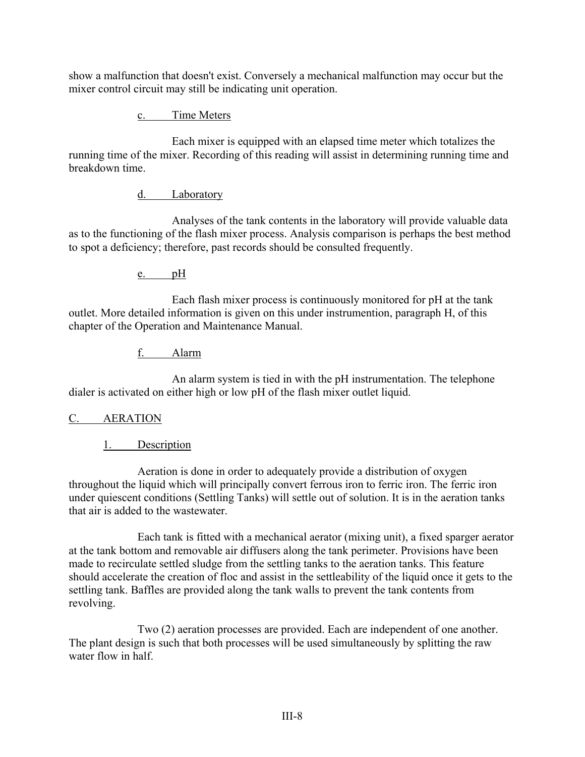show a malfunction that doesn't exist. Conversely a mechanical malfunction may occur but the mixer control circuit may still be indicating unit operation.

c. Time Meters

Each mixer is equipped with an elapsed time meter which totalizes the running time of the mixer. Recording of this reading will assist in determining running time and breakdown time.

d. Laboratory

Analyses of the tank contents in the laboratory will provide valuable data as to the functioning of the flash mixer process. Analysis comparison is perhaps the best method to spot a deficiency; therefore, past records should be consulted frequently.

e. pH

Each flash mixer process is continuously monitored for pH at the tank outlet. More detailed information is given on this under instrumention, paragraph H, of this chapter of the Operation and Maintenance Manual.

f. Alarm

An alarm system is tied in with the pH instrumentation. The telephone dialer is activated on either high or low pH of the flash mixer outlet liquid.

## C. AERATION

### 1. Description

Aeration is done in order to adequately provide a distribution of oxygen throughout the liquid which will principally convert ferrous iron to ferric iron. The ferric iron under quiescent conditions (Settling Tanks) will settle out of solution. It is in the aeration tanks that air is added to the wastewater.

Each tank is fitted with a mechanical aerator (mixing unit), a fixed sparger aerator at the tank bottom and removable air diffusers along the tank perimeter. Provisions have been made to recirculate settled sludge from the settling tanks to the aeration tanks. This feature should accelerate the creation of floc and assist in the settleability of the liquid once it gets to the settling tank. Baffles are provided along the tank walls to prevent the tank contents from revolving.

Two (2) aeration processes are provided. Each are independent of one another. The plant design is such that both processes will be used simultaneously by splitting the raw water flow in half.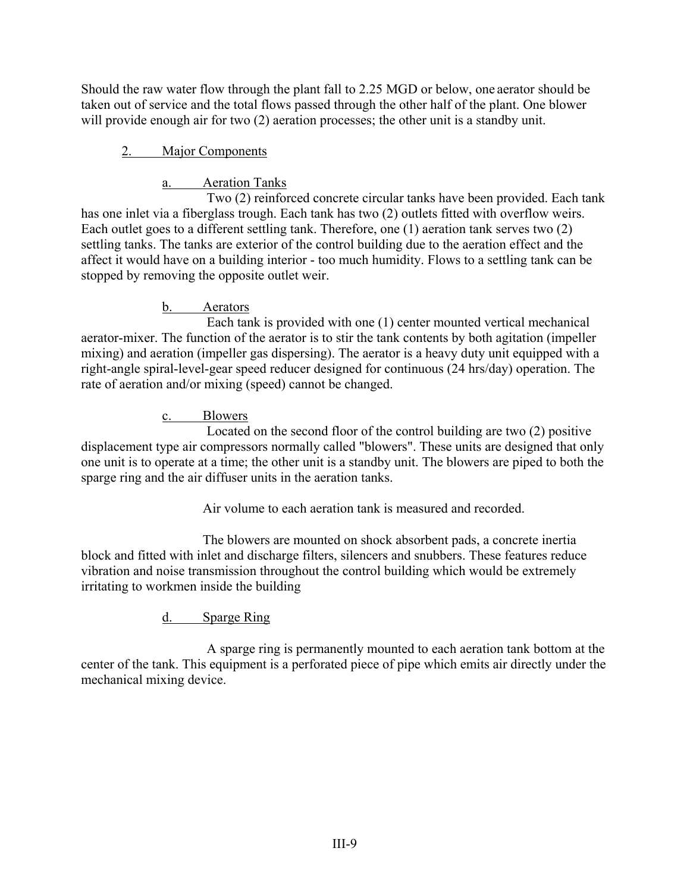Should the raw water flow through the plant fall to 2.25 MGD or below, one aerator should be taken out of service and the total flows passed through the other half of the plant. One blower will provide enough air for two (2) aeration processes; the other unit is a standby unit.

### 2. Major Components

#### a. Aeration Tanks

Two (2) reinforced concrete circular tanks have been provided. Each tank has one inlet via a fiberglass trough. Each tank has two (2) outlets fitted with overflow weirs. Each outlet goes to a different settling tank. Therefore, one (1) aeration tank serves two (2) settling tanks. The tanks are exterior of the control building due to the aeration effect and the affect it would have on a building interior - too much humidity. Flows to a settling tank can be stopped by removing the opposite outlet weir.

#### b. Aerators

Each tank is provided with one (1) center mounted vertical mechanical aerator-mixer. The function of the aerator is to stir the tank contents by both agitation (impeller mixing) and aeration (impeller gas dispersing). The aerator is a heavy duty unit equipped with a right-angle spiral-level-gear speed reducer designed for continuous (24 hrs/day) operation. The rate of aeration and/or mixing (speed) cannot be changed.

#### c. Blowers

Located on the second floor of the control building are two (2) positive displacement type air compressors normally called "blowers". These units are designed that only one unit is to operate at a time; the other unit is a standby unit. The blowers are piped to both the sparge ring and the air diffuser units in the aeration tanks.

Air volume to each aeration tank is measured and recorded.

The blowers are mounted on shock absorbent pads, a concrete inertia block and fitted with inlet and discharge filters, silencers and snubbers. These features reduce vibration and noise transmission throughout the control building which would be extremely irritating to workmen inside the building

#### d. Sparge Ring

A sparge ring is permanently mounted to each aeration tank bottom at the center of the tank. This equipment is a perforated piece of pipe which emits air directly under the mechanical mixing device.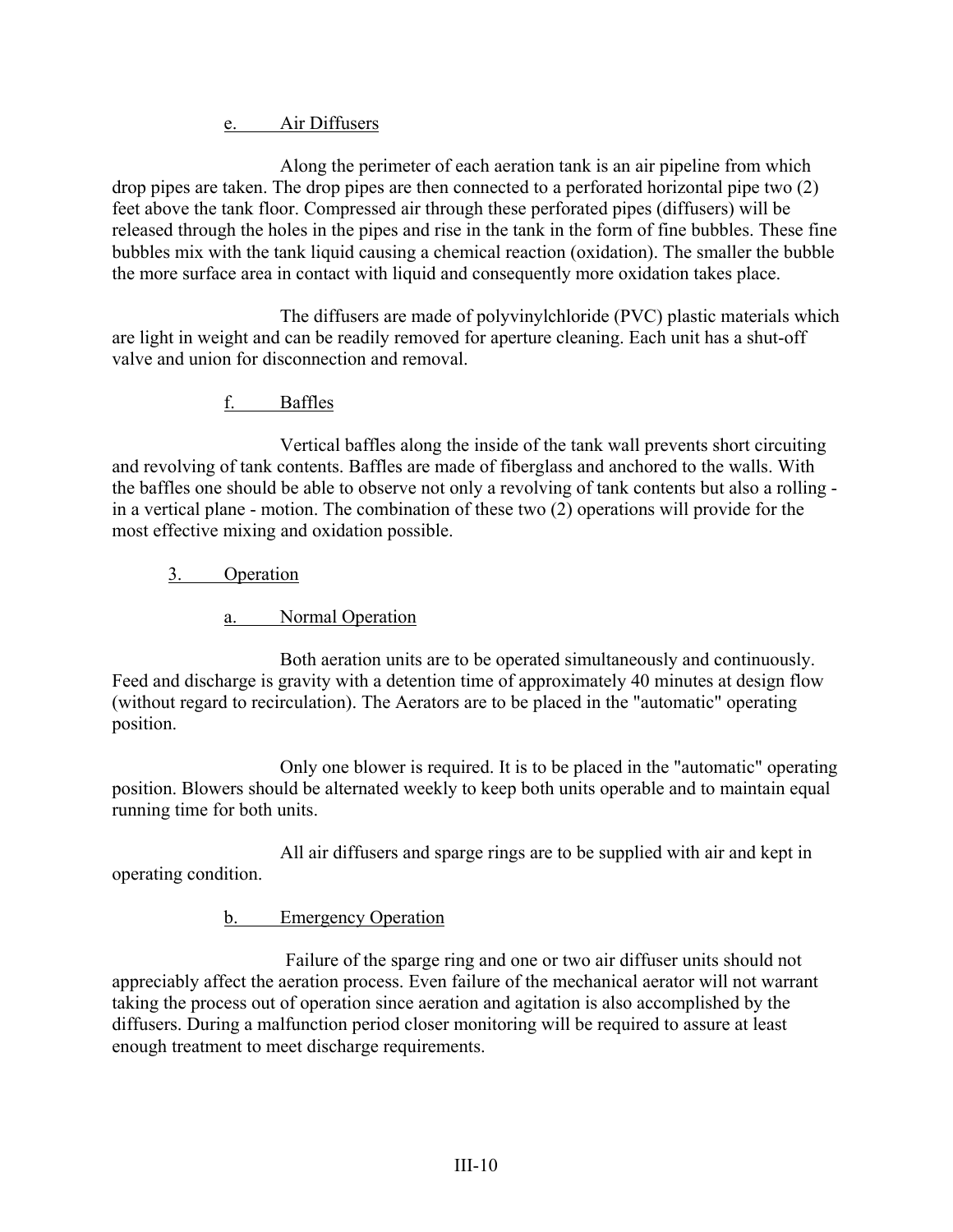#### e. Air Diffusers

Along the perimeter of each aeration tank is an air pipeline from which drop pipes are taken. The drop pipes are then connected to a perforated horizontal pipe two (2) feet above the tank floor. Compressed air through these perforated pipes (diffusers) will be released through the holes in the pipes and rise in the tank in the form of fine bubbles. These fine bubbles mix with the tank liquid causing a chemical reaction (oxidation). The smaller the bubble the more surface area in contact with liquid and consequently more oxidation takes place.

The diffusers are made of polyvinylchloride (PVC) plastic materials which are light in weight and can be readily removed for aperture cleaning. Each unit has a shut-off valve and union for disconnection and removal.

#### f. Baffles

Vertical baffles along the inside of the tank wall prevents short circuiting and revolving of tank contents. Baffles are made of fiberglass and anchored to the walls. With the baffles one should be able to observe not only a revolving of tank contents but also a rolling - in a vertical plane - motion. The combination of these two (2) operations will provide for the most effective mixing and oxidation possible.

### 3. Operation

#### a. Normal Operation

Both aeration units are to be operated simultaneously and continuously. Feed and discharge is gravity with a detention time of approximately 40 minutes at design flow (without regard to recirculation). The Aerators are to be placed in the "automatic" operating position.

Only one blower is required. It is to be placed in the "automatic" operating position. Blowers should be alternated weekly to keep both units operable and to maintain equal running time for both units.

All air diffusers and sparge rings are to be supplied with air and kept in operating condition.

#### b. Emergency Operation

Failure of the sparge ring and one or two air diffuser units should not appreciably affect the aeration process. Even failure of the mechanical aerator will not warrant taking the process out of operation since aeration and agitation is also accomplished by the diffusers. During a malfunction period closer monitoring will be required to assure at least enough treatment to meet discharge requirements.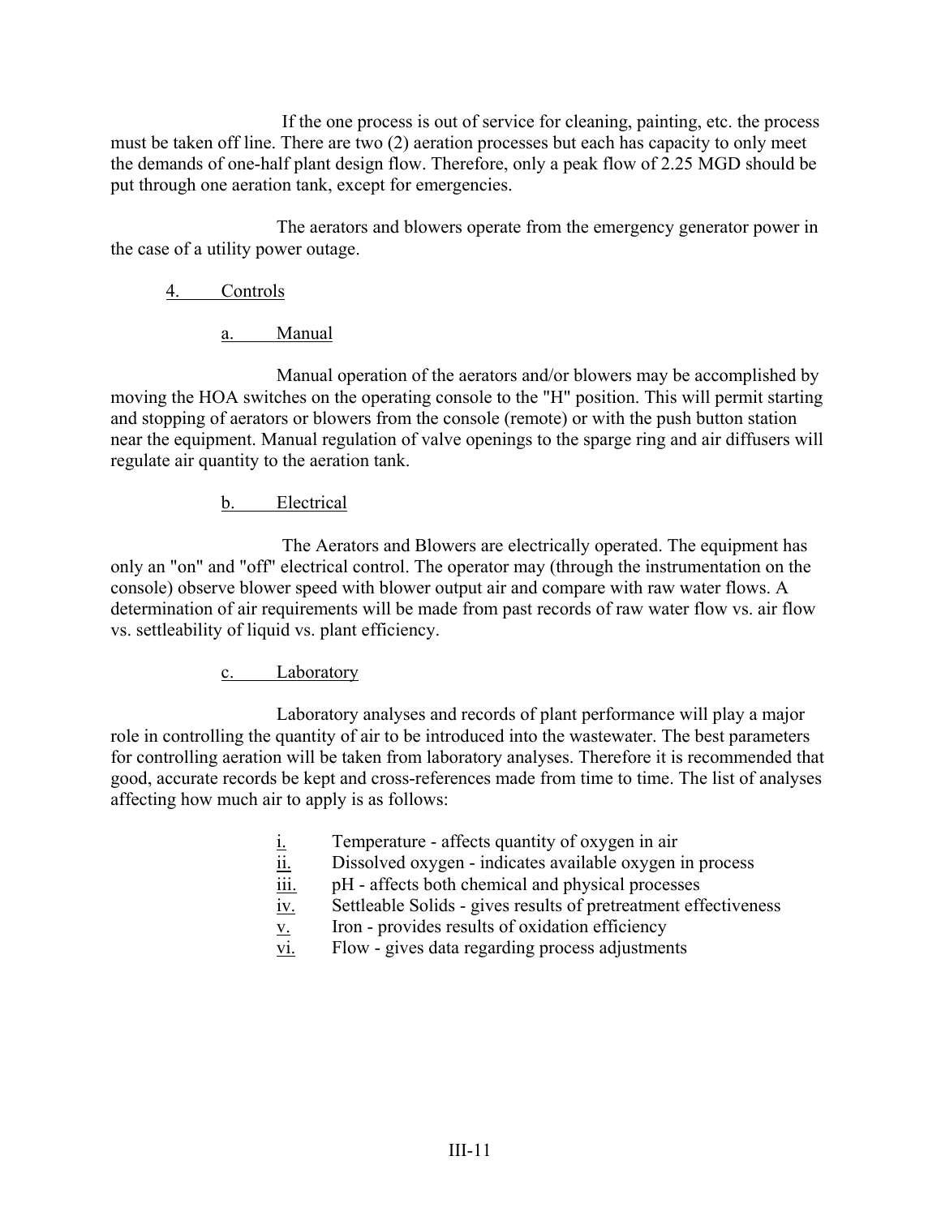If the one process is out of service for cleaning, painting, etc. the process must be taken off line. There are two (2) aeration processes but each has capacity to only meet the demands of one-half plant design flow. Therefore, only a peak flow of 2.25 MGD should be put through one aeration tank, except for emergencies.

The aerators and blowers operate from the emergency generator power in the case of a utility power outage.

4. Controls

a. Manual

Manual operation of the aerators and/or blowers may be accomplished by moving the HOA switches on the operating console to the "H" position. This will permit starting and stopping of aerators or blowers from the console (remote) or with the push button station near the equipment. Manual regulation of valve openings to the sparge ring and air diffusers will regulate air quantity to the aeration tank.

b. Electrical

The Aerators and Blowers are electrically operated. The equipment has only an "on" and "off" electrical control. The operator may (through the instrumentation on the console) observe blower speed with blower output air and compare with raw water flows. A determination of air requirements will be made from past records of raw water flow vs. air flow vs. settleability of liquid vs. plant efficiency.

c. Laboratory

Laboratory analyses and records of plant performance will play a major role in controlling the quantity of air to be introduced into the wastewater. The best parameters for controlling aeration will be taken from laboratory analyses. Therefore it is recommended that good, accurate records be kept and cross-references made from time to time. The list of analyses affecting how much air to apply is as follows:

i. Temperature - affects quantity of oxygen in air
ii. Dissolved oxygen - indicates available oxygen in process
iii. pH - affects both chemical and physical processes
iv. Settleable Solids - gives results of pretreatment effectiveness
v. Iron - provides results of oxidation efficiency
vi. Flow - gives data regarding process adjustments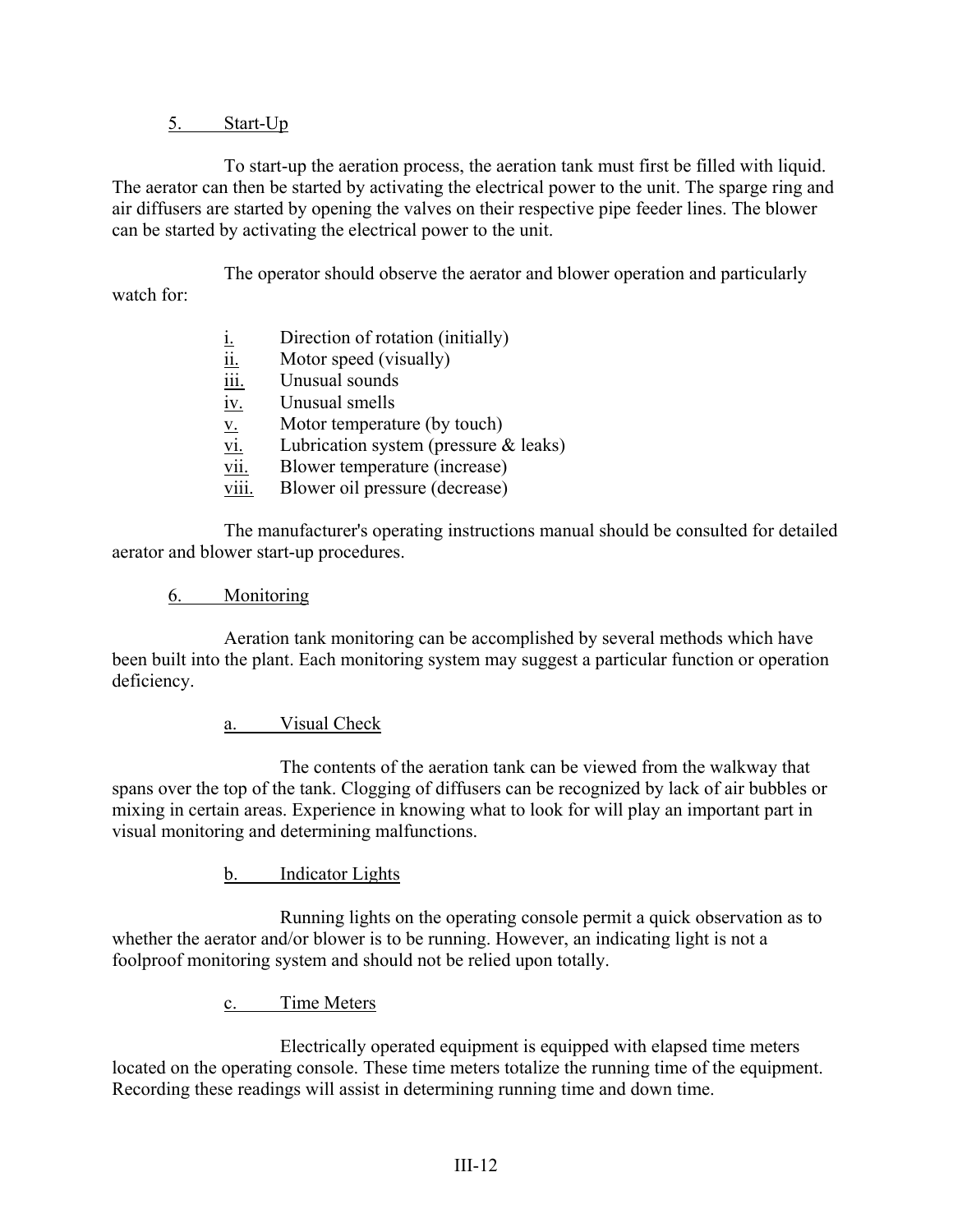### 5. Start-Up

To start-up the aeration process, the aeration tank must first be filled with liquid. The aerator can then be started by activating the electrical power to the unit. The sparge ring and air diffusers are started by opening the valves on their respective pipe feeder lines. The blower can be started by activating the electrical power to the unit.

The operator should observe the aerator and blower operation and particularly watch for:

- i. Direction of rotation (initially)
- ii. Motor speed (visually)
- iii. Unusual sounds
- iv. Unusual smells
- v. Motor temperature (by touch)
- vi. Lubrication system (pressure & leaks)
- vii. Blower temperature (increase)
- viii. Blower oil pressure (decrease)

The manufacturer's operating instructions manual should be consulted for detailed aerator and blower start-up procedures.

### 6. Monitoring

Aeration tank monitoring can be accomplished by several methods which have been built into the plant. Each monitoring system may suggest a particular function or operation deficiency.

#### a. Visual Check

The contents of the aeration tank can be viewed from the walkway that spans over the top of the tank. Clogging of diffusers can be recognized by lack of air bubbles or mixing in certain areas. Experience in knowing what to look for will play an important part in visual monitoring and determining malfunctions.

#### b. Indicator Lights

Running lights on the operating console permit a quick observation as to whether the aerator and/or blower is to be running. However, an indicating light is not a foolproof monitoring system and should not be relied upon totally.

#### c. Time Meters

Electrically operated equipment is equipped with elapsed time meters located on the operating console. These time meters totalize the running time of the equipment. Recording these readings will assist in determining running time and down time.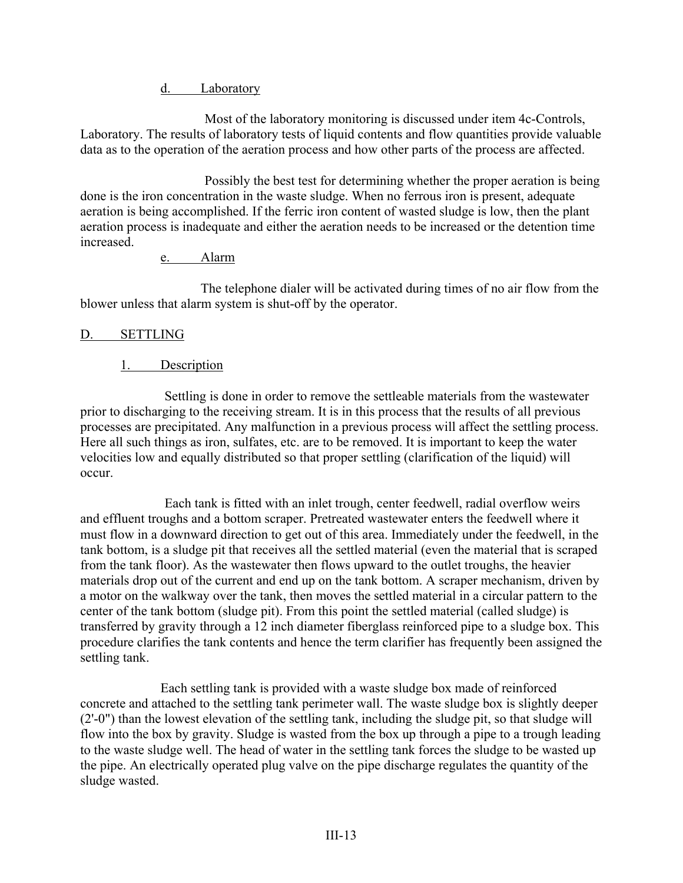d. Laboratory

Most of the laboratory monitoring is discussed under item 4c-Controls, Laboratory. The results of laboratory tests of liquid contents and flow quantities provide valuable data as to the operation of the aeration process and how other parts of the process are affected.

Possibly the best test for determining whether the proper aeration is being done is the iron concentration in the waste sludge. When no ferrous iron is present, adequate aeration is being accomplished. If the ferric iron content of wasted sludge is low, then the plant aeration process is inadequate and either the aeration needs to be increased or the detention time increased.

e. Alarm

The telephone dialer will be activated during times of no air flow from the blower unless that alarm system is shut-off by the operator.

## D. SETTLING

### 1. Description

Settling is done in order to remove the settleable materials from the wastewater prior to discharging to the receiving stream. It is in this process that the results of all previous processes are precipitated. Any malfunction in a previous process will affect the settling process. Here all such things as iron, sulfates, etc. are to be removed. It is important to keep the water velocities low and equally distributed so that proper settling (clarification of the liquid) will occur.

Each tank is fitted with an inlet trough, center feedwell, radial overflow weirs and effluent troughs and a bottom scraper. Pretreated wastewater enters the feedwell where it must flow in a downward direction to get out of this area. Immediately under the feedwell, in the tank bottom, is a sludge pit that receives all the settled material (even the material that is scraped from the tank floor). As the wastewater then flows upward to the outlet troughs, the heavier materials drop out of the current and end up on the tank bottom. A scraper mechanism, driven by a motor on the walkway over the tank, then moves the settled material in a circular pattern to the center of the tank bottom (sludge pit). From this point the settled material (called sludge) is transferred by gravity through a 12 inch diameter fiberglass reinforced pipe to a sludge box. This procedure clarifies the tank contents and hence the term clarifier has frequently been assigned the settling tank.

Each settling tank is provided with a waste sludge box made of reinforced concrete and attached to the settling tank perimeter wall. The waste sludge box is slightly deeper (2'-0") than the lowest elevation of the settling tank, including the sludge pit, so that sludge will flow into the box by gravity. Sludge is wasted from the box up through a pipe to a trough leading to the waste sludge well. The head of water in the settling tank forces the sludge to be wasted up the pipe. An electrically operated plug valve on the pipe discharge regulates the quantity of the sludge wasted.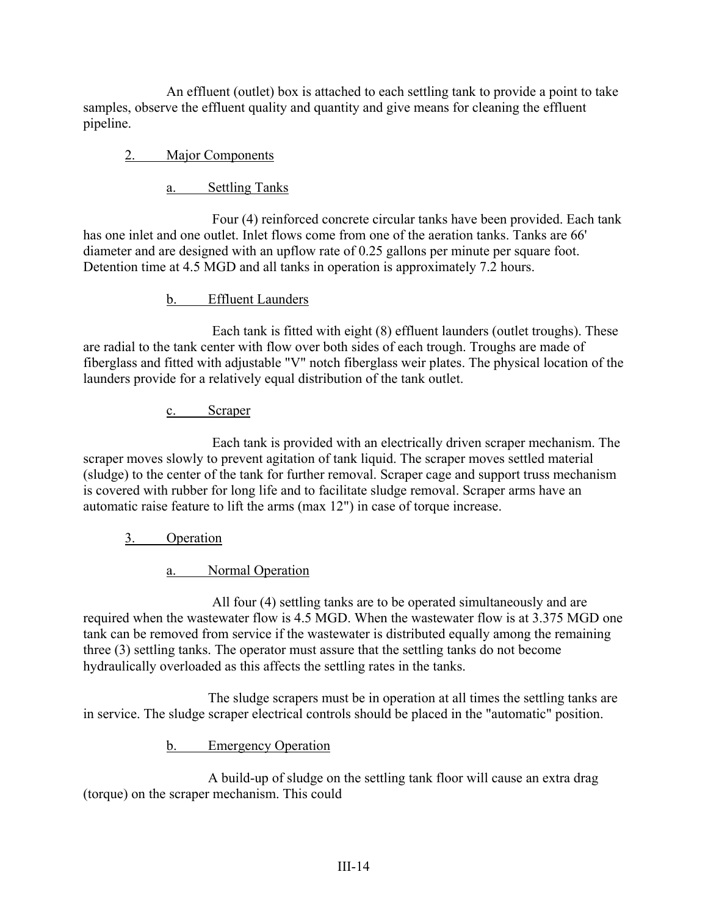An effluent (outlet) box is attached to each settling tank to provide a point to take samples, observe the effluent quality and quantity and give means for cleaning the effluent pipeline.

### 2. Major Components

#### a. Settling Tanks

Four (4) reinforced concrete circular tanks have been provided. Each tank has one inlet and one outlet. Inlet flows come from one of the aeration tanks. Tanks are 66' diameter and are designed with an upflow rate of 0.25 gallons per minute per square foot. Detention time at 4.5 MGD and all tanks in operation is approximately 7.2 hours.

#### b. Effluent Launders

Each tank is fitted with eight (8) effluent launders (outlet troughs). These are radial to the tank center with flow over both sides of each trough. Troughs are made of fiberglass and fitted with adjustable "V" notch fiberglass weir plates. The physical location of the launders provide for a relatively equal distribution of the tank outlet.

#### c. Scraper

Each tank is provided with an electrically driven scraper mechanism. The scraper moves slowly to prevent agitation of tank liquid. The scraper moves settled material (sludge) to the center of the tank for further removal. Scraper cage and support truss mechanism is covered with rubber for long life and to facilitate sludge removal. Scraper arms have an automatic raise feature to lift the arms (max 12") in case of torque increase.

### 3. Operation

#### a. Normal Operation

All four (4) settling tanks are to be operated simultaneously and are required when the wastewater flow is 4.5 MGD. When the wastewater flow is at 3.375 MGD one tank can be removed from service if the wastewater is distributed equally among the remaining three (3) settling tanks. The operator must assure that the settling tanks do not become hydraulically overloaded as this affects the settling rates in the tanks.

The sludge scrapers must be in operation at all times the settling tanks are in service. The sludge scraper electrical controls should be placed in the "automatic" position.

#### b. Emergency Operation

A build-up of sludge on the settling tank floor will cause an extra drag (torque) on the scraper mechanism. This could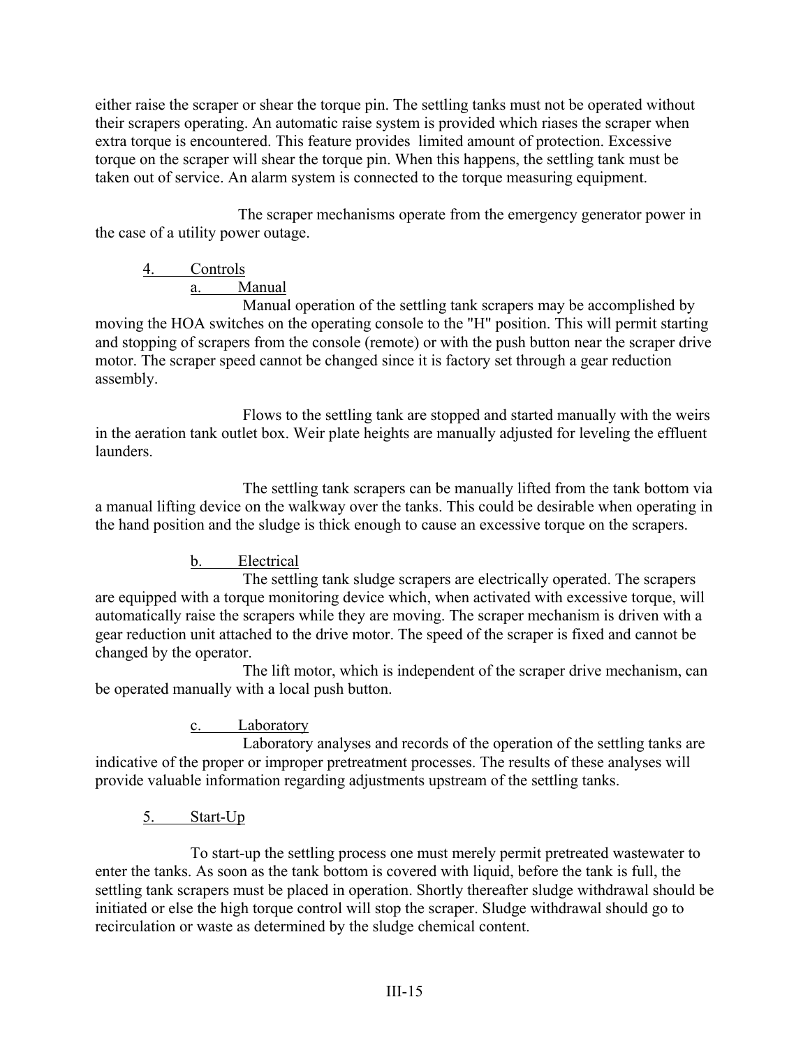either raise the scraper or shear the torque pin. The settling tanks must not be operated without their scrapers operating. An automatic raise system is provided which riases the scraper when extra torque is encountered. This feature provides limited amount of protection. Excessive torque on the scraper will shear the torque pin. When this happens, the settling tank must be taken out of service. An alarm system is connected to the torque measuring equipment.

The scraper mechanisms operate from the emergency generator power in the case of a utility power outage.

4. Controls

a. Manual

Manual operation of the settling tank scrapers may be accomplished by moving the HOA switches on the operating console to the "H" position. This will permit starting and stopping of scrapers from the console (remote) or with the push button near the scraper drive motor. The scraper speed cannot be changed since it is factory set through a gear reduction assembly.

Flows to the settling tank are stopped and started manually with the weirs in the aeration tank outlet box. Weir plate heights are manually adjusted for leveling the effluent launders.

The settling tank scrapers can be manually lifted from the tank bottom via a manual lifting device on the walkway over the tanks. This could be desirable when operating in the hand position and the sludge is thick enough to cause an excessive torque on the scrapers.

b. Electrical

The settling tank sludge scrapers are electrically operated. The scrapers are equipped with a torque monitoring device which, when activated with excessive torque, will automatically raise the scrapers while they are moving. The scraper mechanism is driven with a gear reduction unit attached to the drive motor. The speed of the scraper is fixed and cannot be changed by the operator.

The lift motor, which is independent of the scraper drive mechanism, can be operated manually with a local push button.

c. Laboratory

Laboratory analyses and records of the operation of the settling tanks are indicative of the proper or improper pretreatment processes. The results of these analyses will provide valuable information regarding adjustments upstream of the settling tanks.

5. Start-Up

To start-up the settling process one must merely permit pretreated wastewater to enter the tanks. As soon as the tank bottom is covered with liquid, before the tank is full, the settling tank scrapers must be placed in operation. Shortly thereafter sludge withdrawal should be initiated or else the high torque control will stop the scraper. Sludge withdrawal should go to recirculation or waste as determined by the sludge chemical content.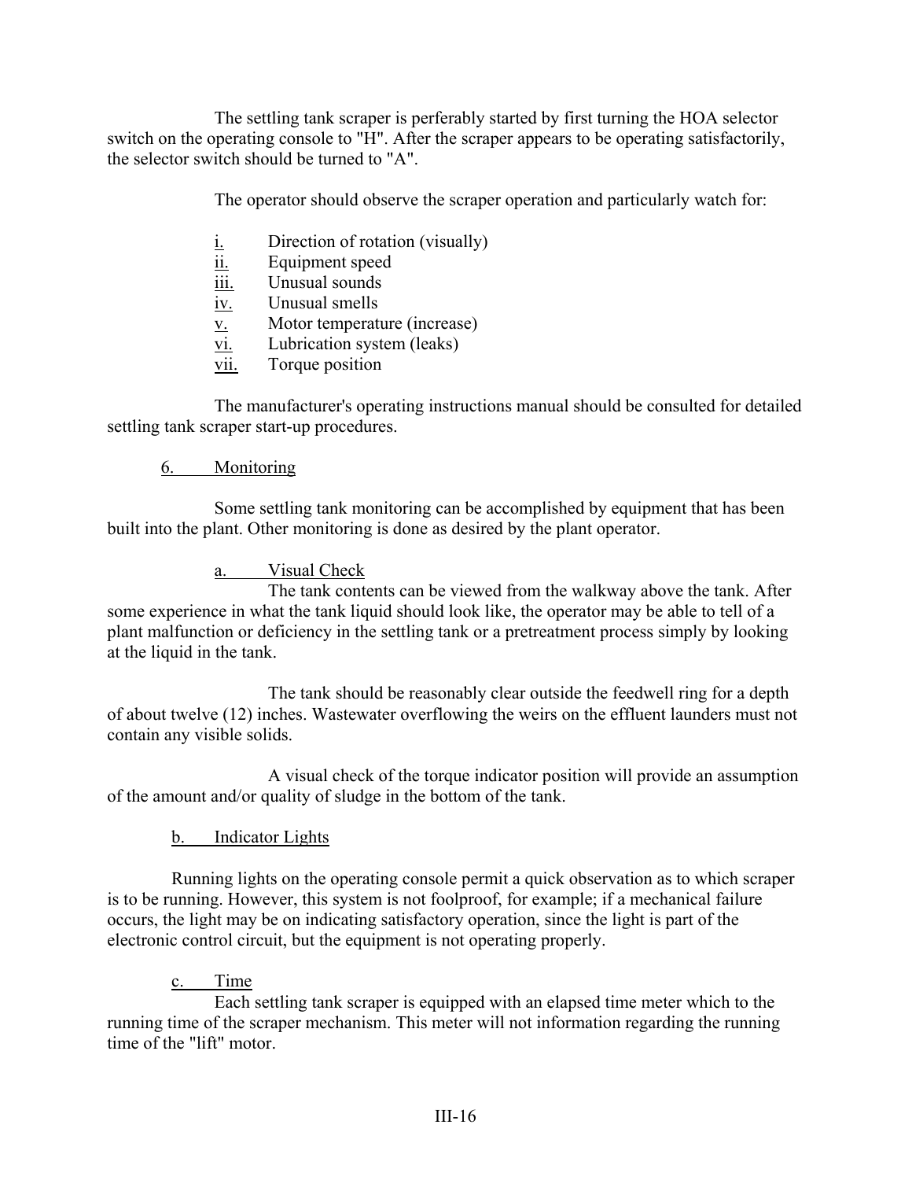The settling tank scraper is perferably started by first turning the HOA selector switch on the operating console to "H". After the scraper appears to be operating satisfactorily, the selector switch should be turned to "A".

The operator should observe the scraper operation and particularly watch for:

i. Direction of rotation (visually)
ii. Equipment speed
iii. Unusual sounds
iv. Unusual smells
v. Motor temperature (increase)
vi. Lubrication system (leaks)
vii. Torque position

The manufacturer's operating instructions manual should be consulted for detailed settling tank scraper start-up procedures.

6. Monitoring

Some settling tank monitoring can be accomplished by equipment that has been built into the plant. Other monitoring is done as desired by the plant operator.

a. Visual Check

The tank contents can be viewed from the walkway above the tank. After some experience in what the tank liquid should look like, the operator may be able to tell of a plant malfunction or deficiency in the settling tank or a pretreatment process simply by looking at the liquid in the tank.

The tank should be reasonably clear outside the feedwell ring for a depth of about twelve (12) inches. Wastewater overflowing the weirs on the effluent launders must not contain any visible solids.

A visual check of the torque indicator position will provide an assumption of the amount and/or quality of sludge in the bottom of the tank.

b. Indicator Lights

Running lights on the operating console permit a quick observation as to which scraper is to be running. However, this system is not foolproof, for example; if a mechanical failure occurs, the light may be on indicating satisfactory operation, since the light is part of the electronic control circuit, but the equipment is not operating properly.

c. Time

Each settling tank scraper is equipped with an elapsed time meter which to the running time of the scraper mechanism. This meter will not information regarding the running time of the "lift" motor.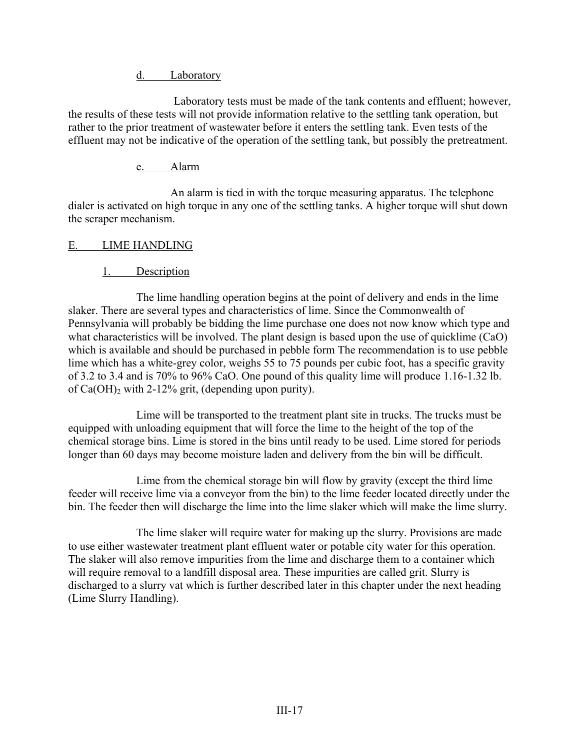d. Laboratory

Laboratory tests must be made of the tank contents and effluent; however, the results of these tests will not provide information relative to the settling tank operation, but rather to the prior treatment of wastewater before it enters the settling tank. Even tests of the effluent may not be indicative of the operation of the settling tank, but possibly the pretreatment.

e. Alarm

An alarm is tied in with the torque measuring apparatus. The telephone dialer is activated on high torque in any one of the settling tanks. A higher torque will shut down the scraper mechanism.

## E. LIME HANDLING

### 1. Description

The lime handling operation begins at the point of delivery and ends in the lime slaker. There are several types and characteristics of lime. Since the Commonwealth of Pennsylvania will probably be bidding the lime purchase one does not now know which type and what characteristics will be involved. The plant design is based upon the use of quicklime ($CaO$) which is available and should be purchased in pebble form The recommendation is to use pebble lime which has a white-grey color, weighs 55 to 75 pounds per cubic foot, has a specific gravity of 3.2 to 3.4 and is 70% to 96% $CaO$. One pound of this quality lime will produce 1.16-1.32 lb. of $Ca(OH)_2$ with 2-12% grit, (depending upon purity).

Lime will be transported to the treatment plant site in trucks. The trucks must be equipped with unloading equipment that will force the lime to the height of the top of the chemical storage bins. Lime is stored in the bins until ready to be used. Lime stored for periods longer than 60 days may become moisture laden and delivery from the bin will be difficult.

Lime from the chemical storage bin will flow by gravity (except the third lime feeder will receive lime via a conveyor from the bin) to the lime feeder located directly under the bin. The feeder then will discharge the lime into the lime slaker which will make the lime slurry.

The lime slaker will require water for making up the slurry. Provisions are made to use either wastewater treatment plant effluent water or potable city water for this operation. The slaker will also remove impurities from the lime and discharge them to a container which will require removal to a landfill disposal area. These impurities are called grit. Slurry is discharged to a slurry vat which is further described later in this chapter under the next heading (Lime Slurry Handling).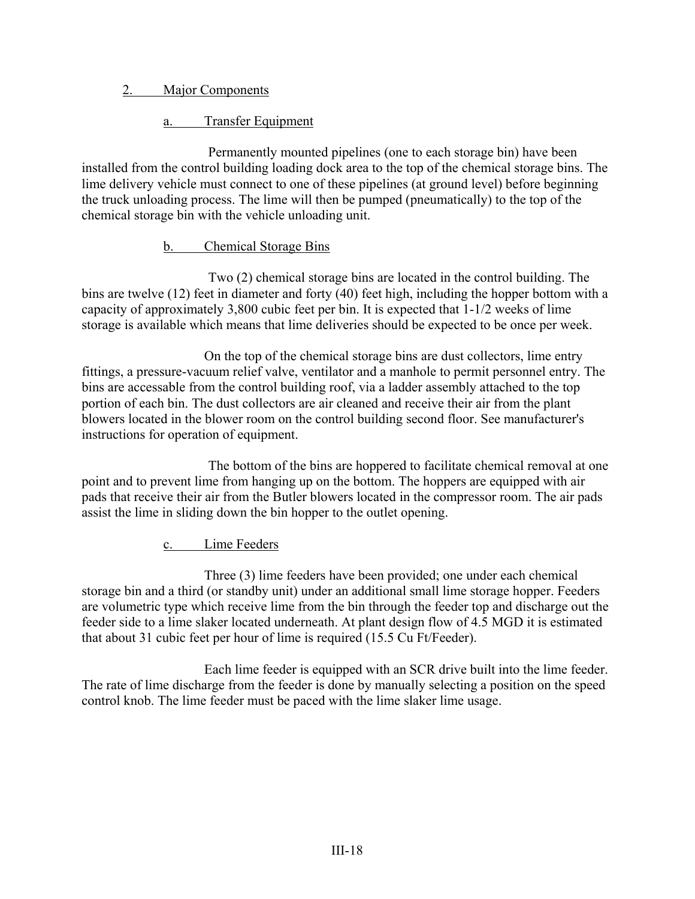## 2. Major Components

### a. Transfer Equipment

Permanently mounted pipelines (one to each storage bin) have been installed from the control building loading dock area to the top of the chemical storage bins. The lime delivery vehicle must connect to one of these pipelines (at ground level) before beginning the truck unloading process. The lime will then be pumped (pneumatically) to the top of the chemical storage bin with the vehicle unloading unit.

### b. Chemical Storage Bins

Two (2) chemical storage bins are located in the control building. The bins are twelve (12) feet in diameter and forty (40) feet high, including the hopper bottom with a capacity of approximately 3,800 cubic feet per bin. It is expected that 1-1/2 weeks of lime storage is available which means that lime deliveries should be expected to be once per week.

On the top of the chemical storage bins are dust collectors, lime entry fittings, a pressure-vacuum relief valve, ventilator and a manhole to permit personnel entry. The bins are accessable from the control building roof, via a ladder assembly attached to the top portion of each bin. The dust collectors are air cleaned and receive their air from the plant blowers located in the blower room on the control building second floor. See manufacturer's instructions for operation of equipment.

The bottom of the bins are hoppered to facilitate chemical removal at one point and to prevent lime from hanging up on the bottom. The hoppers are equipped with air pads that receive their air from the Butler blowers located in the compressor room. The air pads assist the lime in sliding down the bin hopper to the outlet opening.

### c. Lime Feeders

Three (3) lime feeders have been provided; one under each chemical storage bin and a third (or standby unit) under an additional small lime storage hopper. Feeders are volumetric type which receive lime from the bin through the feeder top and discharge out the feeder side to a lime slaker located underneath. At plant design flow of 4.5 MGD it is estimated that about 31 cubic feet per hour of lime is required (15.5 Cu Ft/Feeder).

Each lime feeder is equipped with an SCR drive built into the lime feeder. The rate of lime discharge from the feeder is done by manually selecting a position on the speed control knob. The lime feeder must be paced with the lime slaker lime usage.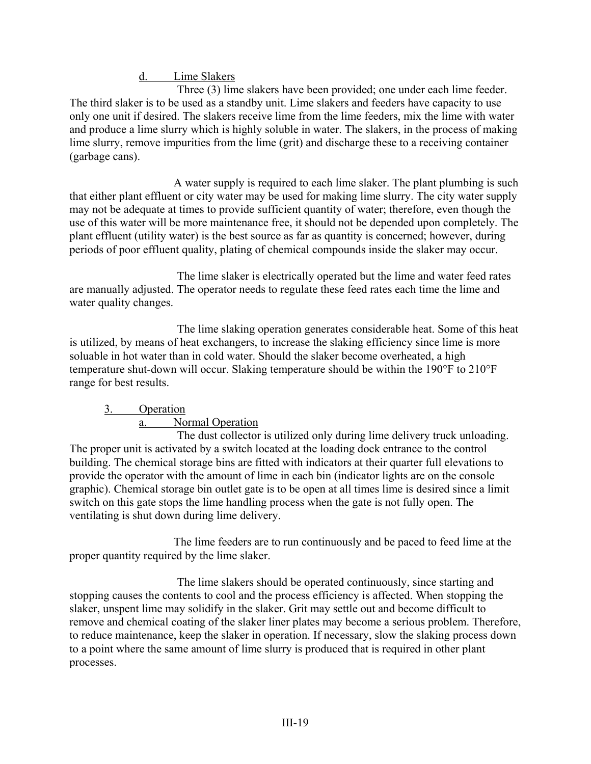d. Lime Slakers

Three (3) lime slakers have been provided; one under each lime feeder. The third slaker is to be used as a standby unit. Lime slakers and feeders have capacity to use only one unit if desired. The slakers receive lime from the lime feeders, mix the lime with water and produce a lime slurry which is highly soluble in water. The slakers, in the process of making lime slurry, remove impurities from the lime (grit) and discharge these to a receiving container (garbage cans).

A water supply is required to each lime slaker. The plant plumbing is such that either plant effluent or city water may be used for making lime slurry. The city water supply may not be adequate at times to provide sufficient quantity of water; therefore, even though the use of this water will be more maintenance free, it should not be depended upon completely. The plant effluent (utility water) is the best source as far as quantity is concerned; however, during periods of poor effluent quality, plating of chemical compounds inside the slaker may occur.

The lime slaker is electrically operated but the lime and water feed rates are manually adjusted. The operator needs to regulate these feed rates each time the lime and water quality changes.

The lime slaking operation generates considerable heat. Some of this heat is utilized, by means of heat exchangers, to increase the slaking efficiency since lime is more soluable in hot water than in cold water. Should the slaker become overheated, a high temperature shut-down will occur. Slaking temperature should be within the 190°F to 210°F range for best results.

3. Operation

a. Normal Operation

The dust collector is utilized only during lime delivery truck unloading. The proper unit is activated by a switch located at the loading dock entrance to the control building. The chemical storage bins are fitted with indicators at their quarter full elevations to provide the operator with the amount of lime in each bin (indicator lights are on the console graphic). Chemical storage bin outlet gate is to be open at all times lime is desired since a limit switch on this gate stops the lime handling process when the gate is not fully open. The ventilating is shut down during lime delivery.

The lime feeders are to run continuously and be paced to feed lime at the proper quantity required by the lime slaker.

The lime slakers should be operated continuously, since starting and stopping causes the contents to cool and the process efficiency is affected. When stopping the slaker, unspent lime may solidify in the slaker. Grit may settle out and become difficult to remove and chemical coating of the slaker liner plates may become a serious problem. Therefore, to reduce maintenance, keep the slaker in operation. If necessary, slow the slaking process down to a point where the same amount of lime slurry is produced that is required in other plant processes.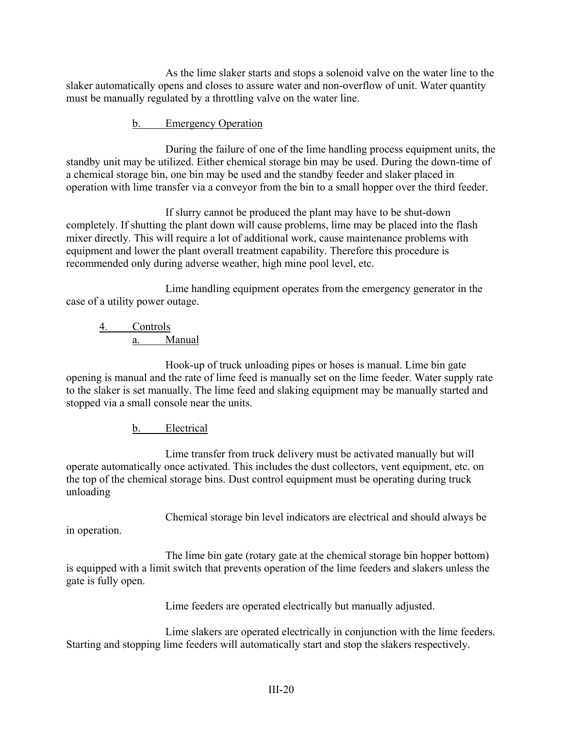As the lime slaker starts and stops a solenoid valve on the water line to the slaker automatically opens and closes to assure water and non-overflow of unit. Water quantity must be manually regulated by a throttling valve on the water line.

#### b. Emergency Operation

During the failure of one of the lime handling process equipment units, the standby unit may be utilized. Either chemical storage bin may be used. During the down-time of a chemical storage bin, one bin may be used and the standby feeder and slaker placed in operation with lime transfer via a conveyor from the bin to a small hopper over the third feeder.

If slurry cannot be produced the plant may have to be shut-down completely. If shutting the plant down will cause problems, lime may be placed into the flash mixer directly. This will require a lot of additional work, cause maintenance problems with equipment and lower the plant overall treatment capability. Therefore this procedure is recommended only during adverse weather, high mine pool level, etc.

Lime handling equipment operates from the emergency generator in the case of a utility power outage.

### 4. Controls

#### a. Manual

Hook-up of truck unloading pipes or hoses is manual. Lime bin gate opening is manual and the rate of lime feed is manually set on the lime feeder. Water supply rate to the slaker is set manually. The lime feed and slaking equipment may be manually started and stopped via a small console near the units.

#### b. Electrical

Lime transfer from truck delivery must be activated manually but will operate automatically once activated. This includes the dust collectors, vent equipment, etc. on the top of the chemical storage bins. Dust control equipment must be operating during truck unloading

Chemical storage bin level indicators are electrical and should always be in operation.

The lime bin gate (rotary gate at the chemical storage bin hopper bottom) is equipped with a limit switch that prevents operation of the lime feeders and slakers unless the gate is fully open.

Lime feeders are operated electrically but manually adjusted.

Lime slakers are operated electrically in conjunction with the lime feeders. Starting and stopping lime feeders will automatically start and stop the slakers respectively.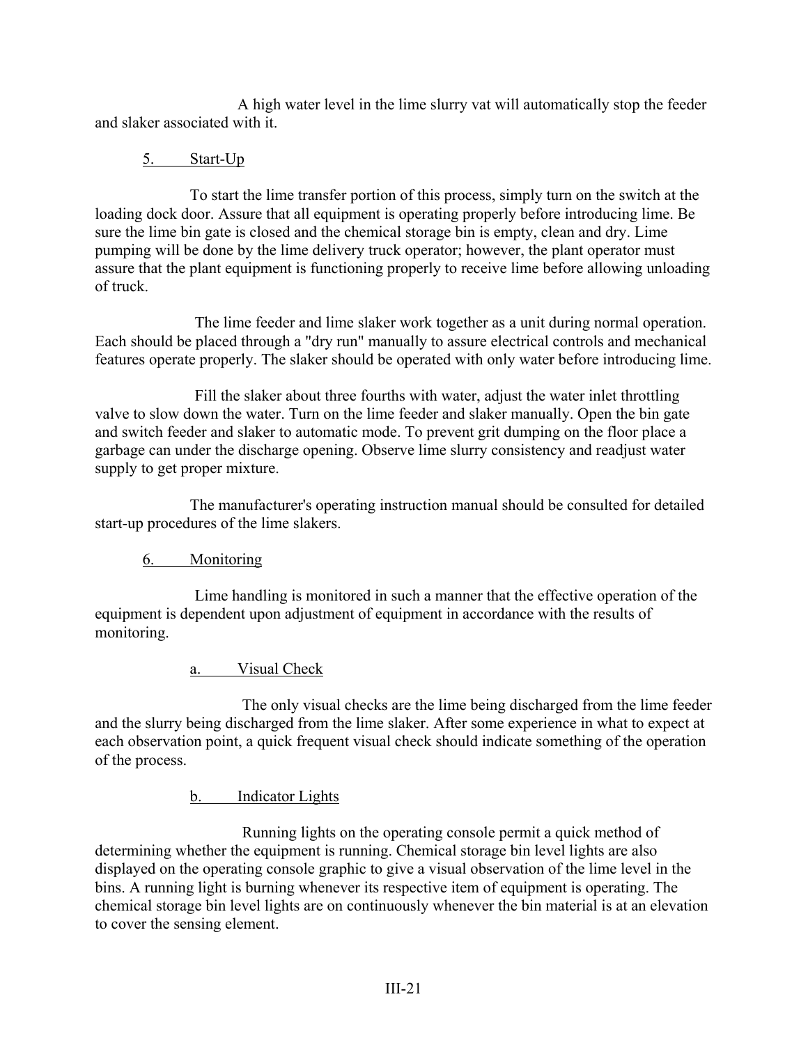A high water level in the lime slurry vat will automatically stop the feeder and slaker associated with it.

### 5. Start-Up

To start the lime transfer portion of this process, simply turn on the switch at the loading dock door. Assure that all equipment is operating properly before introducing lime. Be sure the lime bin gate is closed and the chemical storage bin is empty, clean and dry. Lime pumping will be done by the lime delivery truck operator; however, the plant operator must assure that the plant equipment is functioning properly to receive lime before allowing unloading of truck.

The lime feeder and lime slaker work together as a unit during normal operation. Each should be placed through a "dry run" manually to assure electrical controls and mechanical features operate properly. The slaker should be operated with only water before introducing lime.

Fill the slaker about three fourths with water, adjust the water inlet throttling valve to slow down the water. Turn on the lime feeder and slaker manually. Open the bin gate and switch feeder and slaker to automatic mode. To prevent grit dumping on the floor place a garbage can under the discharge opening. Observe lime slurry consistency and readjust water supply to get proper mixture.

The manufacturer's operating instruction manual should be consulted for detailed start-up procedures of the lime slakers.

### 6. Monitoring

Lime handling is monitored in such a manner that the effective operation of the equipment is dependent upon adjustment of equipment in accordance with the results of monitoring.

#### a. Visual Check

The only visual checks are the lime being discharged from the lime feeder and the slurry being discharged from the lime slaker. After some experience in what to expect at each observation point, a quick frequent visual check should indicate something of the operation of the process.

#### b. Indicator Lights

Running lights on the operating console permit a quick method of determining whether the equipment is running. Chemical storage bin level lights are also displayed on the operating console graphic to give a visual observation of the lime level in the bins. A running light is burning whenever its respective item of equipment is operating. The chemical storage bin level lights are on continuously whenever the bin material is at an elevation to cover the sensing element.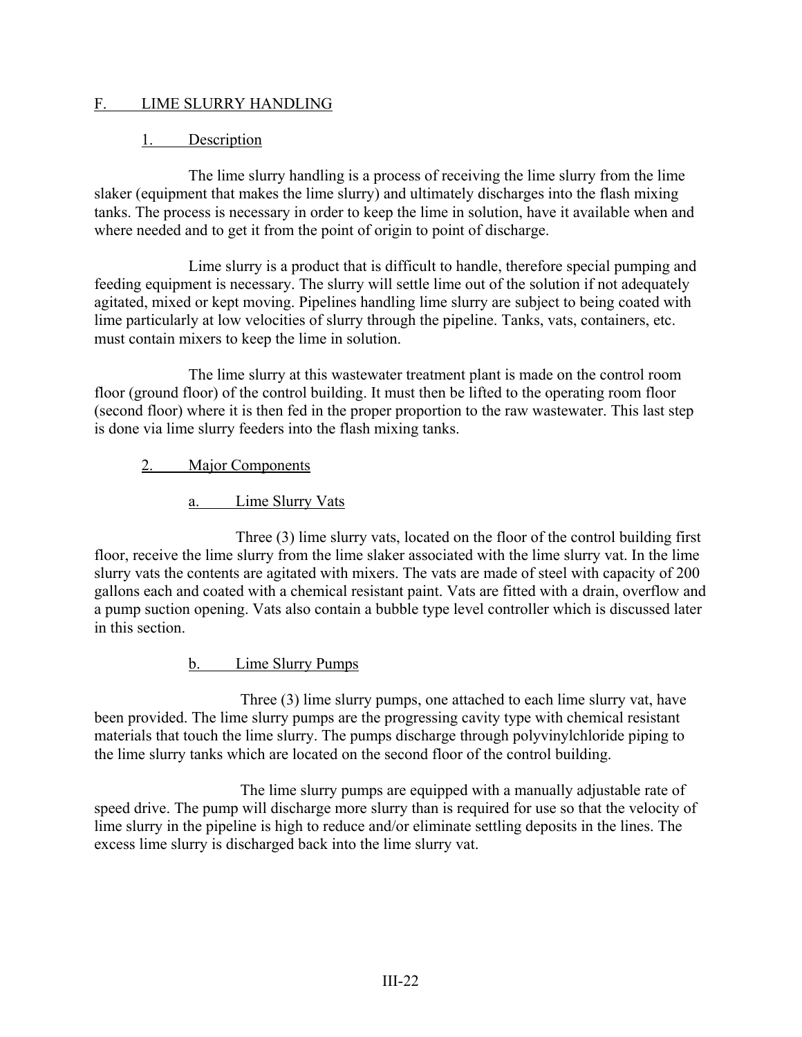## F. LIME SLURRY HANDLING

### 1. Description

The lime slurry handling is a process of receiving the lime slurry from the lime slaker (equipment that makes the lime slurry) and ultimately discharges into the flash mixing tanks. The process is necessary in order to keep the lime in solution, have it available when and where needed and to get it from the point of origin to point of discharge.

Lime slurry is a product that is difficult to handle, therefore special pumping and feeding equipment is necessary. The slurry will settle lime out of the solution if not adequately agitated, mixed or kept moving. Pipelines handling lime slurry are subject to being coated with lime particularly at low velocities of slurry through the pipeline. Tanks, vats, containers, etc. must contain mixers to keep the lime in solution.

The lime slurry at this wastewater treatment plant is made on the control room floor (ground floor) of the control building. It must then be lifted to the operating room floor (second floor) where it is then fed in the proper proportion to the raw wastewater. This last step is done via lime slurry feeders into the flash mixing tanks.

### 2. Major Components

#### a. Lime Slurry Vats

Three (3) lime slurry vats, located on the floor of the control building first floor, receive the lime slurry from the lime slaker associated with the lime slurry vat. In the lime slurry vats the contents are agitated with mixers. The vats are made of steel with capacity of 200 gallons each and coated with a chemical resistant paint. Vats are fitted with a drain, overflow and a pump suction opening. Vats also contain a bubble type level controller which is discussed later in this section.

#### b. Lime Slurry Pumps

Three (3) lime slurry pumps, one attached to each lime slurry vat, have been provided. The lime slurry pumps are the progressing cavity type with chemical resistant materials that touch the lime slurry. The pumps discharge through polyvinylchloride piping to the lime slurry tanks which are located on the second floor of the control building.

The lime slurry pumps are equipped with a manually adjustable rate of speed drive. The pump will discharge more slurry than is required for use so that the velocity of lime slurry in the pipeline is high to reduce and/or eliminate settling deposits in the lines. The excess lime slurry is discharged back into the lime slurry vat.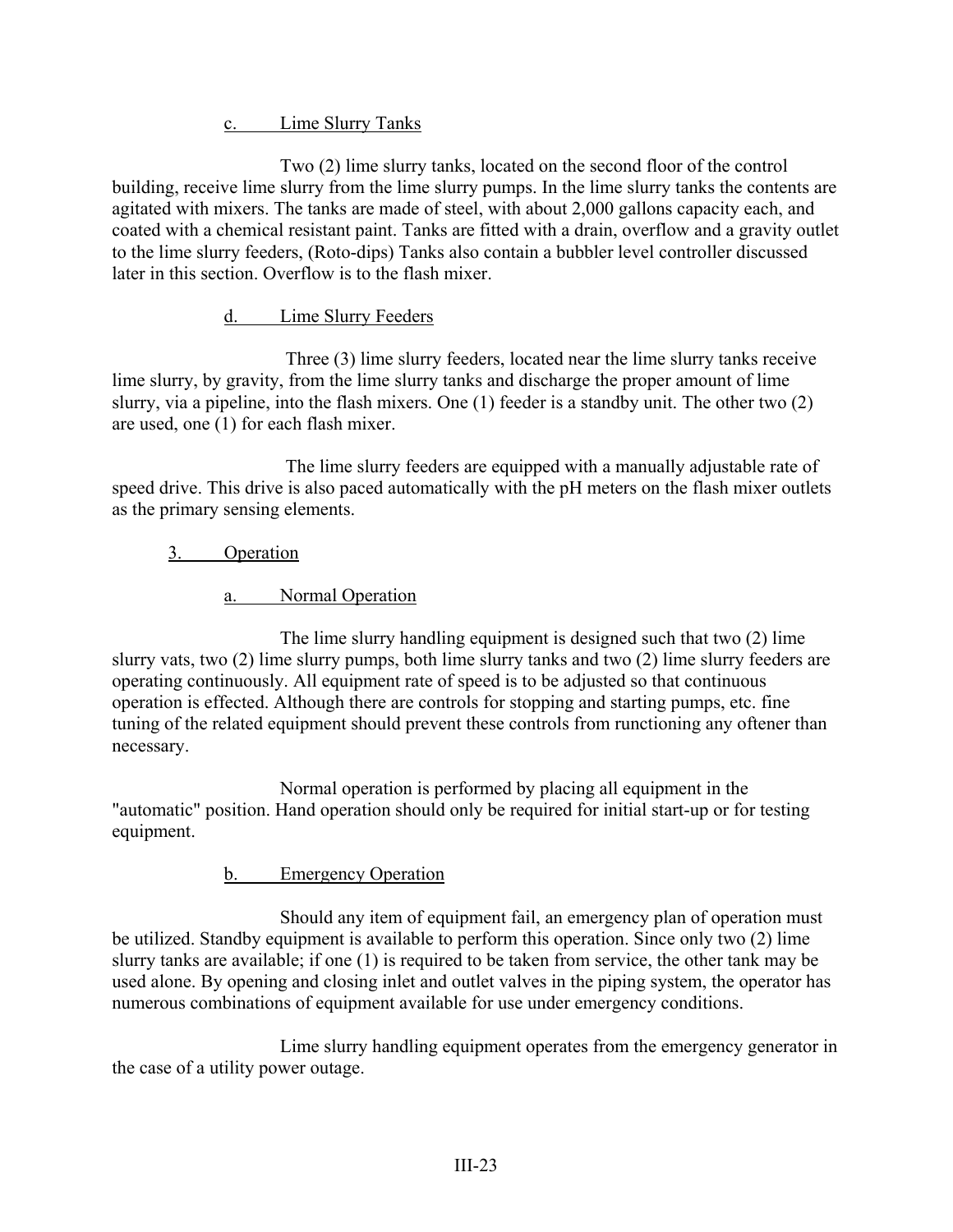#### c. Lime Slurry Tanks

Two (2) lime slurry tanks, located on the second floor of the control building, receive lime slurry from the lime slurry pumps. In the lime slurry tanks the contents are agitated with mixers. The tanks are made of steel, with about 2,000 gallons capacity each, and coated with a chemical resistant paint. Tanks are fitted with a drain, overflow and a gravity outlet to the lime slurry feeders, (Roto-dips) Tanks also contain a bubbler level controller discussed later in this section. Overflow is to the flash mixer.

#### d. Lime Slurry Feeders

Three (3) lime slurry feeders, located near the lime slurry tanks receive lime slurry, by gravity, from the lime slurry tanks and discharge the proper amount of lime slurry, via a pipeline, into the flash mixers. One (1) feeder is a standby unit. The other two (2) are used, one (1) for each flash mixer.

The lime slurry feeders are equipped with a manually adjustable rate of speed drive. This drive is also paced automatically with the pH meters on the flash mixer outlets as the primary sensing elements.

### 3. Operation

#### a. Normal Operation

The lime slurry handling equipment is designed such that two (2) lime slurry vats, two (2) lime slurry pumps, both lime slurry tanks and two (2) lime slurry feeders are operating continuously. All equipment rate of speed is to be adjusted so that continuous operation is effected. Although there are controls for stopping and starting pumps, etc. fine tuning of the related equipment should prevent these controls from runctioning any oftener than necessary.

Normal operation is performed by placing all equipment in the "automatic" position. Hand operation should only be required for initial start-up or for testing equipment.

#### b. Emergency Operation

Should any item of equipment fail, an emergency plan of operation must be utilized. Standby equipment is available to perform this operation. Since only two (2) lime slurry tanks are available; if one (1) is required to be taken from service, the other tank may be used alone. By opening and closing inlet and outlet valves in the piping system, the operator has numerous combinations of equipment available for use under emergency conditions.

Lime slurry handling equipment operates from the emergency generator in the case of a utility power outage.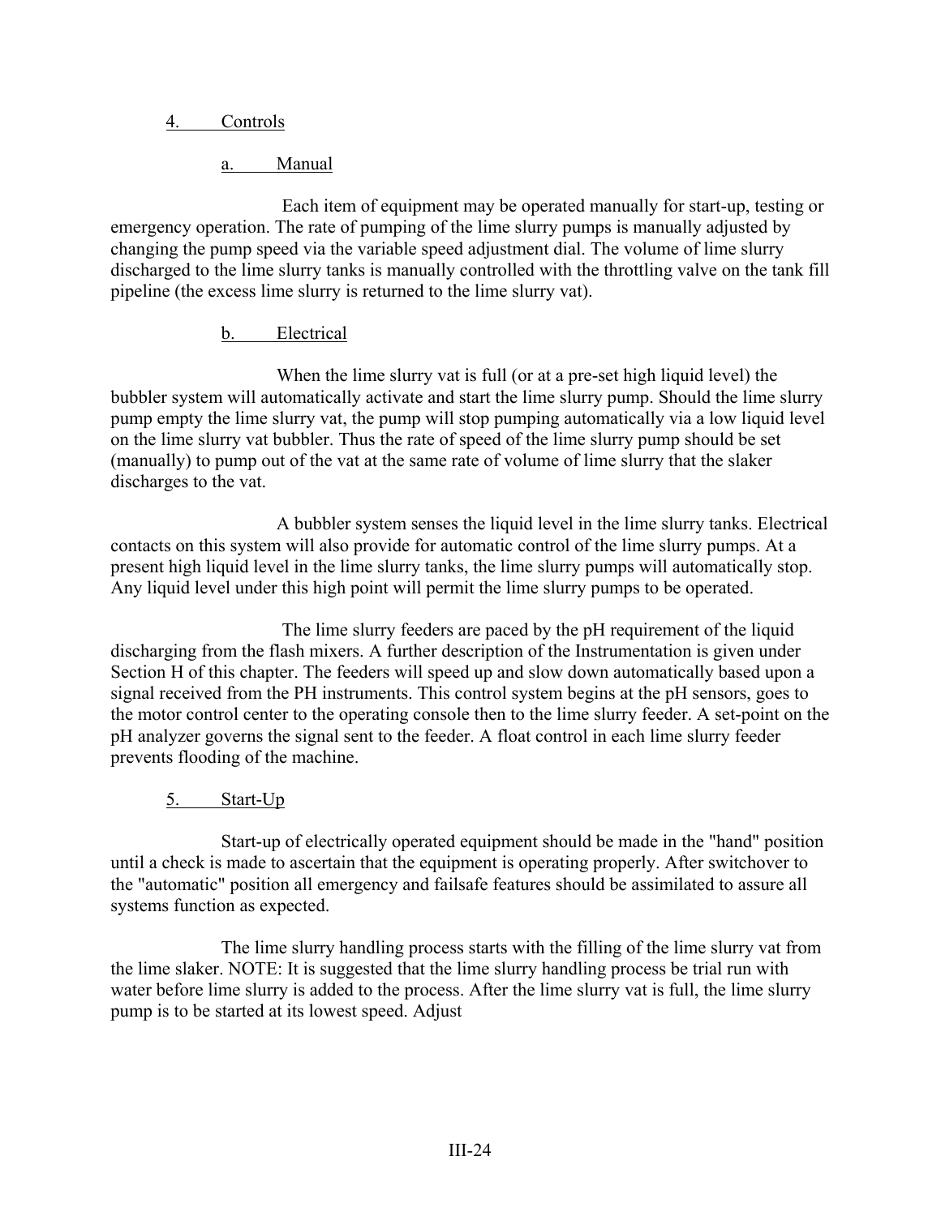## 4. Controls

### a. Manual

Each item of equipment may be operated manually for start-up, testing or emergency operation. The rate of pumping of the lime slurry pumps is manually adjusted by changing the pump speed via the variable speed adjustment dial. The volume of lime slurry discharged to the lime slurry tanks is manually controlled with the throttling valve on the tank fill pipeline (the excess lime slurry is returned to the lime slurry vat).

### b. Electrical

When the lime slurry vat is full (or at a pre-set high liquid level) the bubbler system will automatically activate and start the lime slurry pump. Should the lime slurry pump empty the lime slurry vat, the pump will stop pumping automatically via a low liquid level on the lime slurry vat bubbler. Thus the rate of speed of the lime slurry pump should be set (manually) to pump out of the vat at the same rate of volume of lime slurry that the slaker discharges to the vat.

A bubbler system senses the liquid level in the lime slurry tanks. Electrical contacts on this system will also provide for automatic control of the lime slurry pumps. At a present high liquid level in the lime slurry tanks, the lime slurry pumps will automatically stop. Any liquid level under this high point will permit the lime slurry pumps to be operated.

The lime slurry feeders are paced by the pH requirement of the liquid discharging from the flash mixers. A further description of the Instrumentation is given under Section H of this chapter. The feeders will speed up and slow down automatically based upon a signal received from the PH instruments. This control system begins at the pH sensors, goes to the motor control center to the operating console then to the lime slurry feeder. A set-point on the pH analyzer governs the signal sent to the feeder. A float control in each lime slurry feeder prevents flooding of the machine.

## 5. Start-Up

Start-up of electrically operated equipment should be made in the "hand" position until a check is made to ascertain that the equipment is operating properly. After switchover to the "automatic" position all emergency and failsafe features should be assimilated to assure all systems function as expected.

The lime slurry handling process starts with the filling of the lime slurry vat from the lime slaker. NOTE: It is suggested that the lime slurry handling process be trial run with water before lime slurry is added to the process. After the lime slurry vat is full, the lime slurry pump is to be started at its lowest speed. Adjust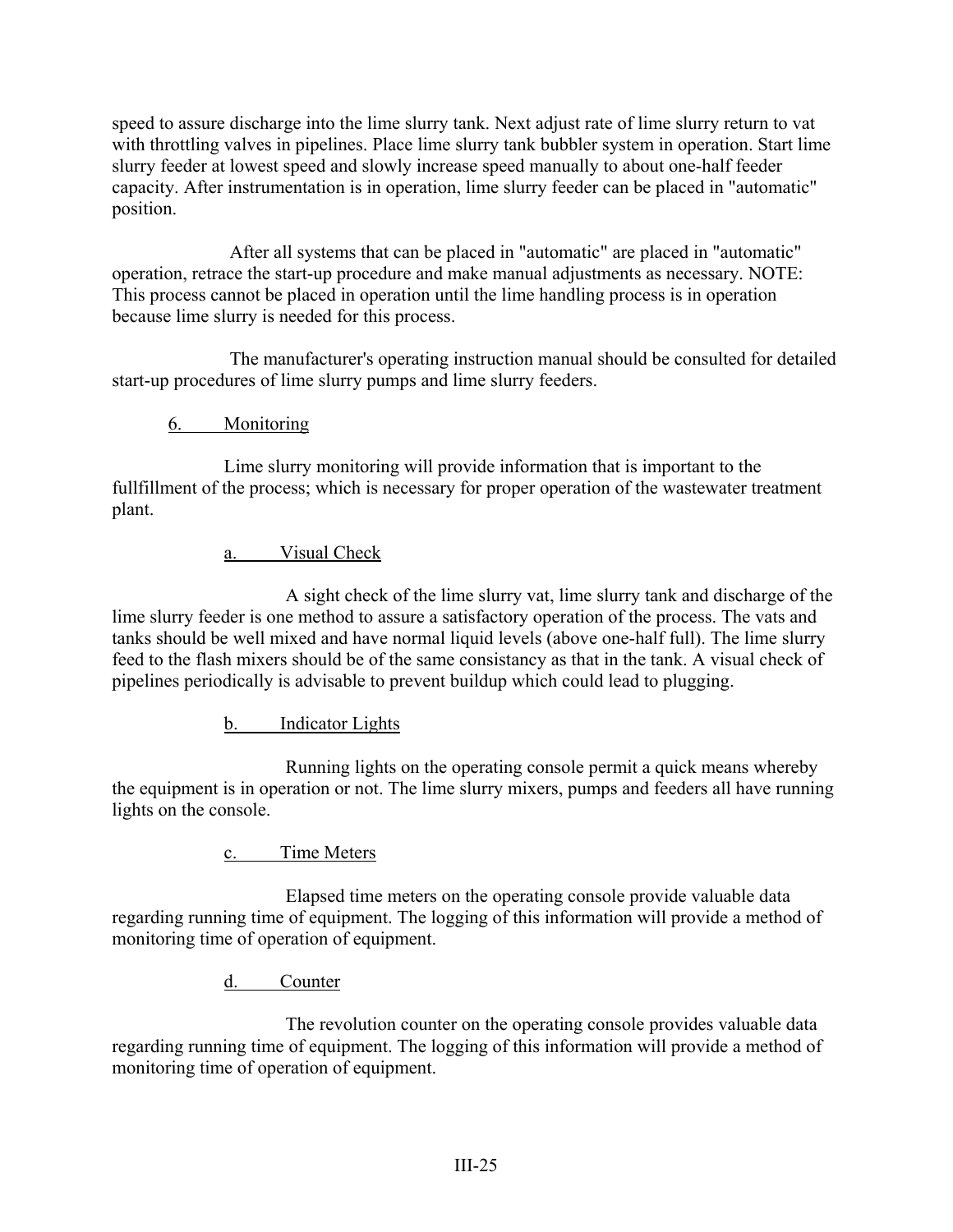speed to assure discharge into the lime slurry tank. Next adjust rate of lime slurry return to vat with throttling valves in pipelines. Place lime slurry tank bubbler system in operation. Start lime slurry feeder at lowest speed and slowly increase speed manually to about one-half feeder capacity. After instrumentation is in operation, lime slurry feeder can be placed in "automatic" position.

After all systems that can be placed in "automatic" are placed in "automatic" operation, retrace the start-up procedure and make manual adjustments as necessary. NOTE: This process cannot be placed in operation until the lime handling process is in operation because lime slurry is needed for this process.

The manufacturer's operating instruction manual should be consulted for detailed start-up procedures of lime slurry pumps and lime slurry feeders.

## 6. Monitoring

Lime slurry monitoring will provide information that is important to the fullfillment of the process; which is necessary for proper operation of the wastewater treatment plant.

### a. Visual Check

A sight check of the lime slurry vat, lime slurry tank and discharge of the lime slurry feeder is one method to assure a satisfactory operation of the process. The vats and tanks should be well mixed and have normal liquid levels (above one-half full). The lime slurry feed to the flash mixers should be of the same consistancy as that in the tank. A visual check of pipelines periodically is advisable to prevent buildup which could lead to plugging.

### b. Indicator Lights

Running lights on the operating console permit a quick means whereby the equipment is in operation or not. The lime slurry mixers, pumps and feeders all have running lights on the console.

### c. Time Meters

Elapsed time meters on the operating console provide valuable data regarding running time of equipment. The logging of this information will provide a method of monitoring time of operation of equipment.

### d. Counter

The revolution counter on the operating console provides valuable data regarding running time of equipment. The logging of this information will provide a method of monitoring time of operation of equipment.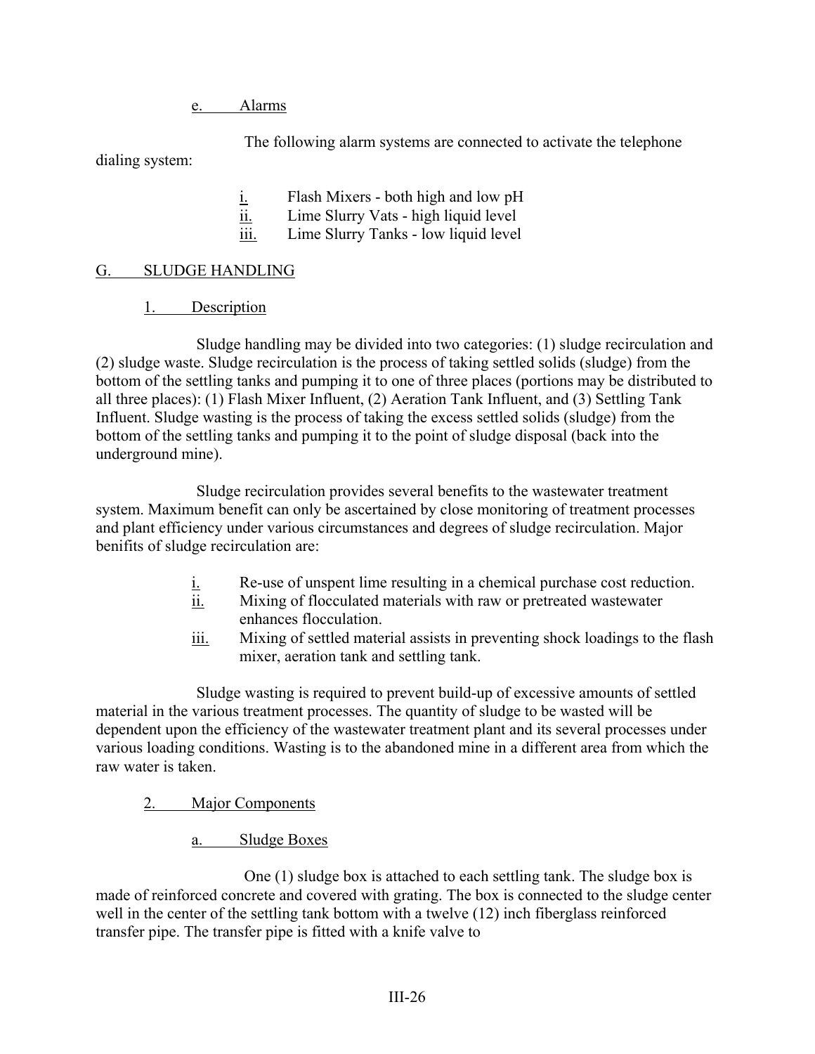e. Alarms

The following alarm systems are connected to activate the telephone dialing system:

i. Flash Mixers - both high and low pH
ii. Lime Slurry Vats - high liquid level
iii. Lime Slurry Tanks - low liquid level

## G. SLUDGE HANDLING

### 1. Description

Sludge handling may be divided into two categories: (1) sludge recirculation and (2) sludge waste. Sludge recirculation is the process of taking settled solids (sludge) from the bottom of the settling tanks and pumping it to one of three places (portions may be distributed to all three places): (1) Flash Mixer Influent, (2) Aeration Tank Influent, and (3) Settling Tank Influent. Sludge wasting is the process of taking the excess settled solids (sludge) from the bottom of the settling tanks and pumping it to the point of sludge disposal (back into the underground mine).

Sludge recirculation provides several benefits to the wastewater treatment system. Maximum benefit can only be ascertained by close monitoring of treatment processes and plant efficiency under various circumstances and degrees of sludge recirculation. Major benifits of sludge recirculation are:

i. Re-use of unspent lime resulting in a chemical purchase cost reduction.
ii. Mixing of flocculated materials with raw or pretreated wastewater enhances flocculation.
iii. Mixing of settled material assists in preventing shock loadings to the flash mixer, aeration tank and settling tank.

Sludge wasting is required to prevent build-up of excessive amounts of settled material in the various treatment processes. The quantity of sludge to be wasted will be dependent upon the efficiency of the wastewater treatment plant and its several processes under various loading conditions. Wasting is to the abandoned mine in a different area from which the raw water is taken.

### 2. Major Components

a. Sludge Boxes

One (1) sludge box is attached to each settling tank. The sludge box is made of reinforced concrete and covered with grating. The box is connected to the sludge center well in the center of the settling tank bottom with a twelve (12) inch fiberglass reinforced transfer pipe. The transfer pipe is fitted with a knife valve to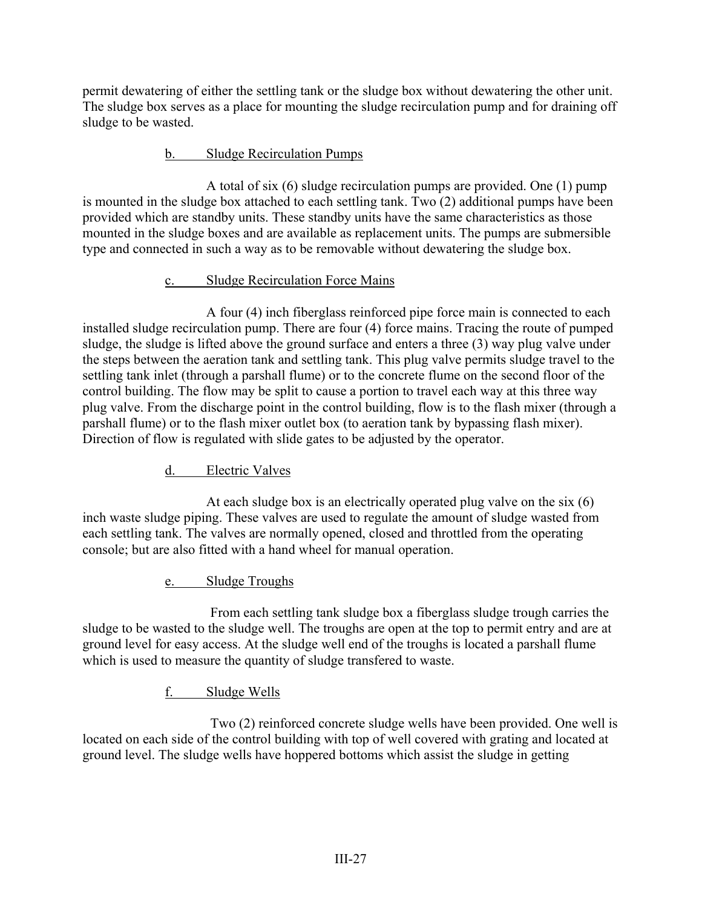permit dewatering of either the settling tank or the sludge box without dewatering the other unit. The sludge box serves as a place for mounting the sludge recirculation pump and for draining off sludge to be wasted.

<u>b. Sludge Recirculation Pumps</u>

A total of six (6) sludge recirculation pumps are provided. One (1) pump is mounted in the sludge box attached to each settling tank. Two (2) additional pumps have been provided which are standby units. These standby units have the same characteristics as those mounted in the sludge boxes and are available as replacement units. The pumps are submersible type and connected in such a way as to be removable without dewatering the sludge box.

<u>c. Sludge Recirculation Force Mains</u>

A four (4) inch fiberglass reinforced pipe force main is connected to each installed sludge recirculation pump. There are four (4) force mains. Tracing the route of pumped sludge, the sludge is lifted above the ground surface and enters a three (3) way plug valve under the steps between the aeration tank and settling tank. This plug valve permits sludge travel to the settling tank inlet (through a parshall flume) or to the concrete flume on the second floor of the control building. The flow may be split to cause a portion to travel each way at this three way plug valve. From the discharge point in the control building, flow is to the flash mixer (through a parshall flume) or to the flash mixer outlet box (to aeration tank by bypassing flash mixer). Direction of flow is regulated with slide gates to be adjusted by the operator.

<u>d. Electric Valves</u>

At each sludge box is an electrically operated plug valve on the six (6) inch waste sludge piping. These valves are used to regulate the amount of sludge wasted from each settling tank. The valves are normally opened, closed and throttled from the operating console; but are also fitted with a hand wheel for manual operation.

<u>e. Sludge Troughs</u>

From each settling tank sludge box a fiberglass sludge trough carries the sludge to be wasted to the sludge well. The troughs are open at the top to permit entry and are at ground level for easy access. At the sludge well end of the troughs is located a parshall flume which is used to measure the quantity of sludge transfered to waste.

<u>f. Sludge Wells</u>

Two (2) reinforced concrete sludge wells have been provided. One well is located on each side of the control building with top of well covered with grating and located at ground level. The sludge wells have hoppered bottoms which assist the sludge in getting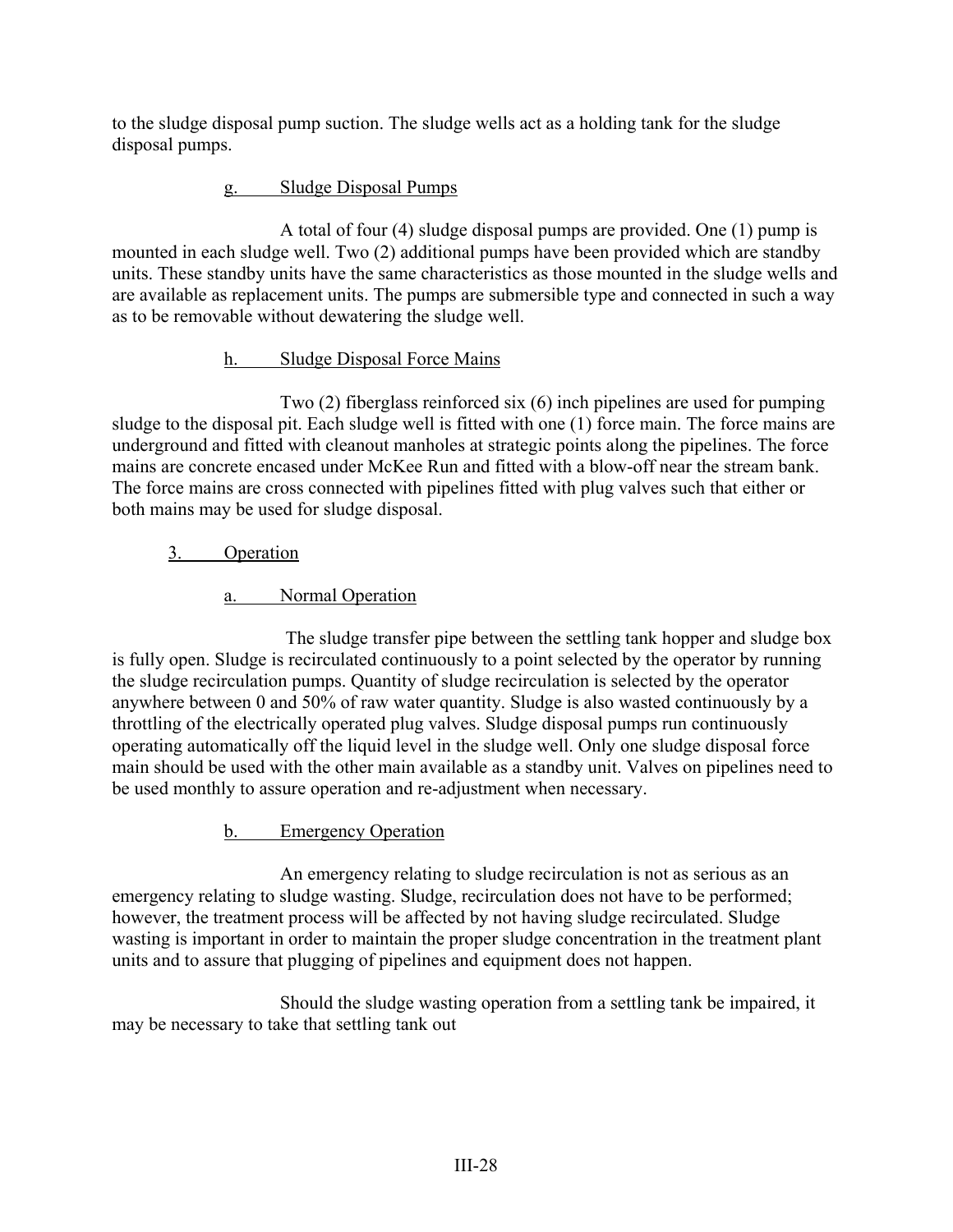to the sludge disposal pump suction. The sludge wells act as a holding tank for the sludge disposal pumps.

#### g. Sludge Disposal Pumps

A total of four (4) sludge disposal pumps are provided. One (1) pump is mounted in each sludge well. Two (2) additional pumps have been provided which are standby units. These standby units have the same characteristics as those mounted in the sludge wells and are available as replacement units. The pumps are submersible type and connected in such a way as to be removable without dewatering the sludge well.

#### h. Sludge Disposal Force Mains

Two (2) fiberglass reinforced six (6) inch pipelines are used for pumping sludge to the disposal pit. Each sludge well is fitted with one (1) force main. The force mains are underground and fitted with cleanout manholes at strategic points along the pipelines. The force mains are concrete encased under McKee Run and fitted with a blow-off near the stream bank. The force mains are cross connected with pipelines fitted with plug valves such that either or both mains may be used for sludge disposal.

### 3. Operation

#### a. Normal Operation

The sludge transfer pipe between the settling tank hopper and sludge box is fully open. Sludge is recirculated continuously to a point selected by the operator by running the sludge recirculation pumps. Quantity of sludge recirculation is selected by the operator anywhere between 0 and 50% of raw water quantity. Sludge is also wasted continuously by a throttling of the electrically operated plug valves. Sludge disposal pumps run continuously operating automatically off the liquid level in the sludge well. Only one sludge disposal force main should be used with the other main available as a standby unit. Valves on pipelines need to be used monthly to assure operation and re-adjustment when necessary.

#### b. Emergency Operation

An emergency relating to sludge recirculation is not as serious as an emergency relating to sludge wasting. Sludge, recirculation does not have to be performed; however, the treatment process will be affected by not having sludge recirculated. Sludge wasting is important in order to maintain the proper sludge concentration in the treatment plant units and to assure that plugging of pipelines and equipment does not happen.

Should the sludge wasting operation from a settling tank be impaired, it may be necessary to take that settling tank out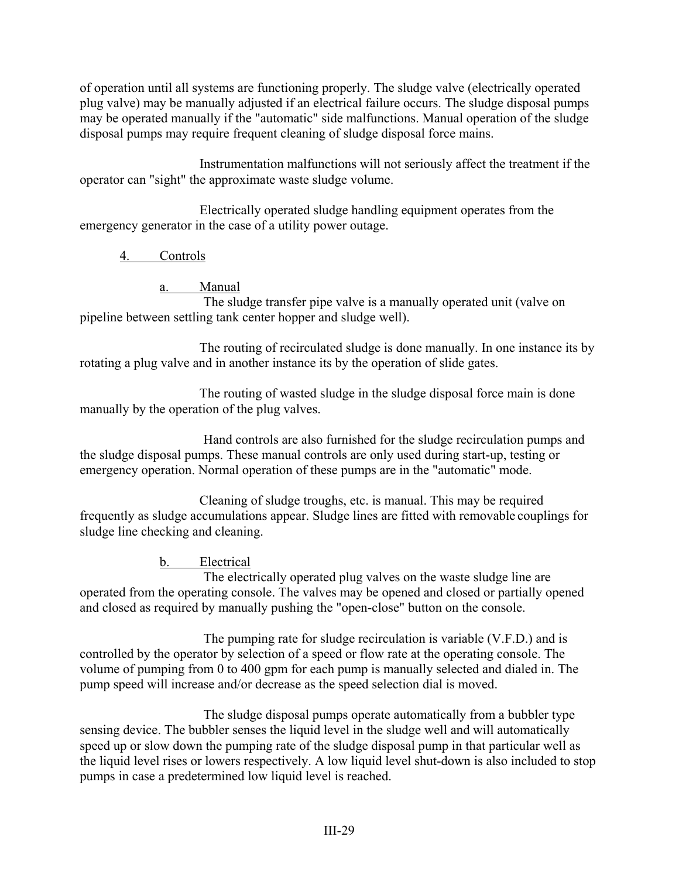of operation until all systems are functioning properly. The sludge valve (electrically operated plug valve) may be manually adjusted if an electrical failure occurs. The sludge disposal pumps may be operated manually if the "automatic" side malfunctions. Manual operation of the sludge disposal pumps may require frequent cleaning of sludge disposal force mains.

Instrumentation malfunctions will not seriously affect the treatment if the operator can "sight" the approximate waste sludge volume.

Electrically operated sludge handling equipment operates from the emergency generator in the case of a utility power outage.

### 4. Controls

#### a. Manual

The sludge transfer pipe valve is a manually operated unit (valve on pipeline between settling tank center hopper and sludge well).

The routing of recirculated sludge is done manually. In one instance its by rotating a plug valve and in another instance its by the operation of slide gates.

The routing of wasted sludge in the sludge disposal force main is done manually by the operation of the plug valves.

Hand controls are also furnished for the sludge recirculation pumps and the sludge disposal pumps. These manual controls are only used during start-up, testing or emergency operation. Normal operation of these pumps are in the "automatic" mode.

Cleaning of sludge troughs, etc. is manual. This may be required frequently as sludge accumulations appear. Sludge lines are fitted with removable couplings for sludge line checking and cleaning.

#### b. Electrical

The electrically operated plug valves on the waste sludge line are operated from the operating console. The valves may be opened and closed or partially opened and closed as required by manually pushing the "open-close" button on the console.

The pumping rate for sludge recirculation is variable (V.F.D.) and is controlled by the operator by selection of a speed or flow rate at the operating console. The volume of pumping from 0 to 400 gpm for each pump is manually selected and dialed in. The pump speed will increase and/or decrease as the speed selection dial is moved.

The sludge disposal pumps operate automatically from a bubbler type sensing device. The bubbler senses the liquid level in the sludge well and will automatically speed up or slow down the pumping rate of the sludge disposal pump in that particular well as the liquid level rises or lowers respectively. A low liquid level shut-down is also included to stop pumps in case a predetermined low liquid level is reached.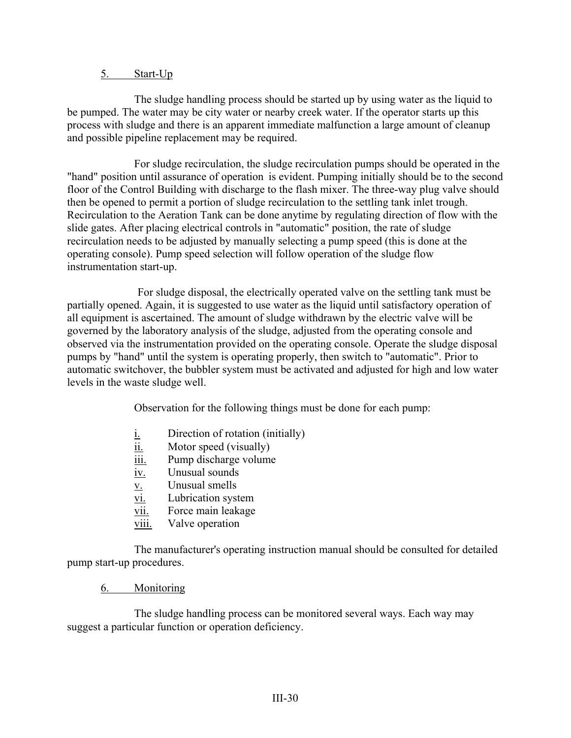## 5. Start-Up

The sludge handling process should be started up by using water as the liquid to be pumped. The water may be city water or nearby creek water. If the operator starts up this process with sludge and there is an apparent immediate malfunction a large amount of cleanup and possible pipeline replacement may be required.

For sludge recirculation, the sludge recirculation pumps should be operated in the "hand" position until assurance of operation is evident. Pumping initially should be to the second floor of the Control Building with discharge to the flash mixer. The three-way plug valve should then be opened to permit a portion of sludge recirculation to the settling tank inlet trough. Recirculation to the Aeration Tank can be done anytime by regulating direction of flow with the slide gates. After placing electrical controls in "automatic" position, the rate of sludge recirculation needs to be adjusted by manually selecting a pump speed (this is done at the operating console). Pump speed selection will follow operation of the sludge flow instrumentation start-up.

For sludge disposal, the electrically operated valve on the settling tank must be partially opened. Again, it is suggested to use water as the liquid until satisfactory operation of all equipment is ascertained. The amount of sludge withdrawn by the electric valve will be governed by the laboratory analysis of the sludge, adjusted from the operating console and observed via the instrumentation provided on the operating console. Operate the sludge disposal pumps by "hand" until the system is operating properly, then switch to "automatic". Prior to automatic switchover, the bubbler system must be activated and adjusted for high and low water levels in the waste sludge well.

Observation for the following things must be done for each pump:

i. Direction of rotation (initially)
ii. Motor speed (visually)
iii. Pump discharge volume
iv. Unusual sounds
v. Unusual smells
vi. Lubrication system
vii. Force main leakage
viii. Valve operation

The manufacturer's operating instruction manual should be consulted for detailed pump start-up procedures.

## 6. Monitoring

The sludge handling process can be monitored several ways. Each way may suggest a particular function or operation deficiency.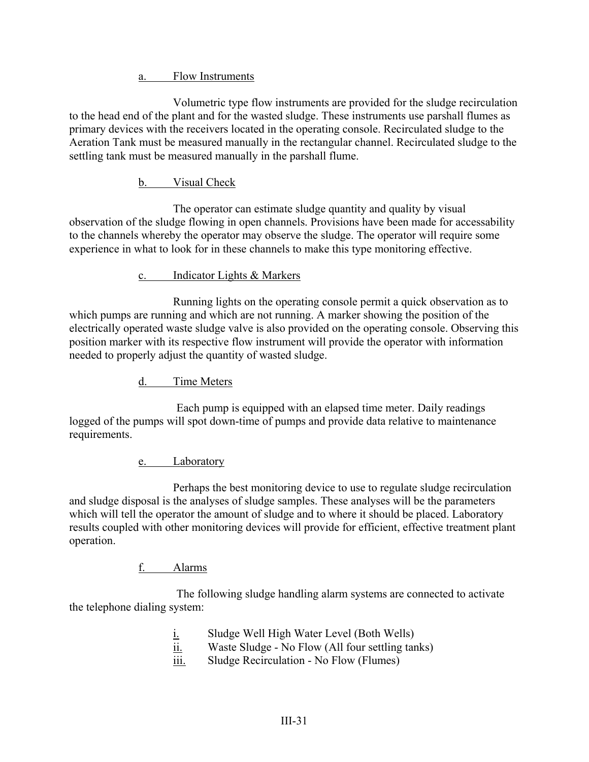a. Flow Instruments

Volumetric type flow instruments are provided for the sludge recirculation to the head end of the plant and for the wasted sludge. These instruments use parshall flumes as primary devices with the receivers located in the operating console. Recirculated sludge to the Aeration Tank must be measured manually in the rectangular channel. Recirculated sludge to the settling tank must be measured manually in the parshall flume.

b. Visual Check

The operator can estimate sludge quantity and quality by visual observation of the sludge flowing in open channels. Provisions have been made for accessability to the channels whereby the operator may observe the sludge. The operator will require some experience in what to look for in these channels to make this type monitoring effective.

c. Indicator Lights & Markers

Running lights on the operating console permit a quick observation as to which pumps are running and which are not running. A marker showing the position of the electrically operated waste sludge valve is also provided on the operating console. Observing this position marker with its respective flow instrument will provide the operator with information needed to properly adjust the quantity of wasted sludge.

d. Time Meters

Each pump is equipped with an elapsed time meter. Daily readings logged of the pumps will spot down-time of pumps and provide data relative to maintenance requirements.

e. Laboratory

Perhaps the best monitoring device to use to regulate sludge recirculation and sludge disposal is the analyses of sludge samples. These analyses will be the parameters which will tell the operator the amount of sludge and to where it should be placed. Laboratory results coupled with other monitoring devices will provide for efficient, effective treatment plant operation.

f. Alarms

The following sludge handling alarm systems are connected to activate the telephone dialing system:

i. Sludge Well High Water Level (Both Wells)
ii. Waste Sludge - No Flow (All four settling tanks)
iii. Sludge Recirculation - No Flow (Flumes)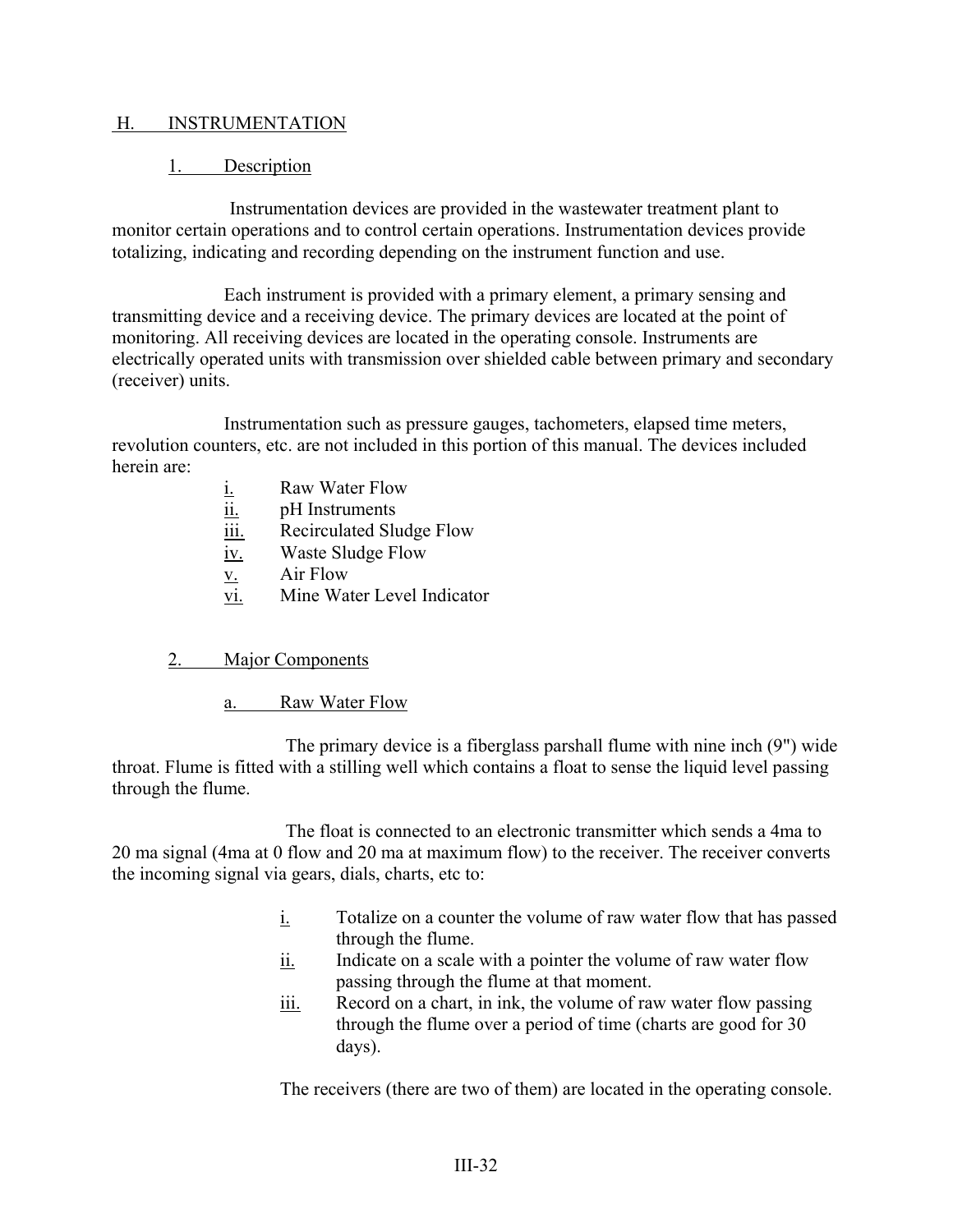## H. INSTRUMENTATION

### 1. Description

Instrumentation devices are provided in the wastewater treatment plant to monitor certain operations and to control certain operations. Instrumentation devices provide totalizing, indicating and recording depending on the instrument function and use.

Each instrument is provided with a primary element, a primary sensing and transmitting device and a receiving device. The primary devices are located at the point of monitoring. All receiving devices are located in the operating console. Instruments are electrically operated units with transmission over shielded cable between primary and secondary (receiver) units.

Instrumentation such as pressure gauges, tachometers, elapsed time meters, revolution counters, etc. are not included in this portion of this manual. The devices included herein are:

- i. Raw Water Flow
- ii. pH Instruments
- iii. Recirculated Sludge Flow
- iv. Waste Sludge Flow
- v. Air Flow
- vi. Mine Water Level Indicator

### 2. Major Components

#### a. Raw Water Flow

The primary device is a fiberglass parshall flume with nine inch (9") wide throat. Flume is fitted with a stilling well which contains a float to sense the liquid level passing through the flume.

The float is connected to an electronic transmitter which sends a 4ma to 20 ma signal (4ma at 0 flow and 20 ma at maximum flow) to the receiver. The receiver converts the incoming signal via gears, dials, charts, etc to:

- i. Totalize on a counter the volume of raw water flow that has passed through the flume.
- ii. Indicate on a scale with a pointer the volume of raw water flow passing through the flume at that moment.
- iii. Record on a chart, in ink, the volume of raw water flow passing through the flume over a period of time (charts are good for 30 days).

The receivers (there are two of them) are located in the operating console.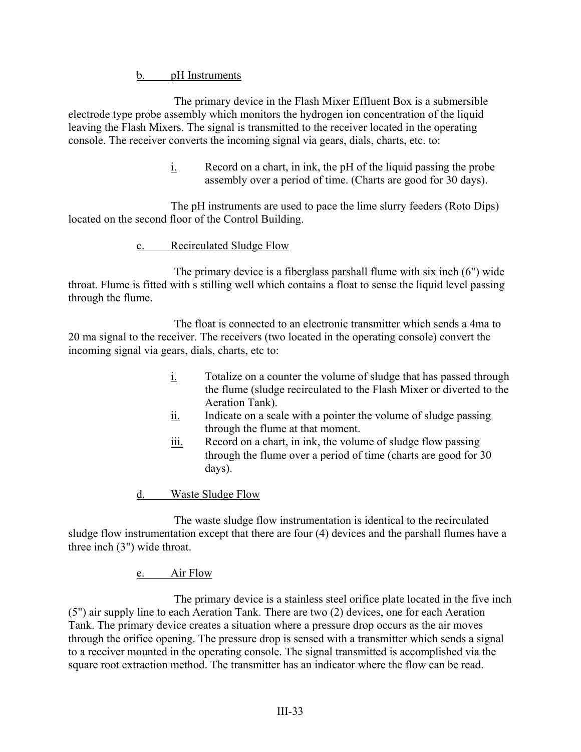#### b. pH Instruments

The primary device in the Flash Mixer Effluent Box is a submersible electrode type probe assembly which monitors the hydrogen ion concentration of the liquid leaving the Flash Mixers. The signal is transmitted to the receiver located in the operating console. The receiver converts the incoming signal via gears, dials, charts, etc. to:

i. Record on a chart, in ink, the pH of the liquid passing the probe assembly over a period of time. (Charts are good for 30 days).

The pH instruments are used to pace the lime slurry feeders (Roto Dips) located on the second floor of the Control Building.

#### c. Recirculated Sludge Flow

The primary device is a fiberglass parshall flume with six inch (6") wide throat. Flume is fitted with s stilling well which contains a float to sense the liquid level passing through the flume.

The float is connected to an electronic transmitter which sends a 4ma to 20 ma signal to the receiver. The receivers (two located in the operating console) convert the incoming signal via gears, dials, charts, etc to:

i. Totalize on a counter the volume of sludge that has passed through the flume (sludge recirculated to the Flash Mixer or diverted to the Aeration Tank).
ii. Indicate on a scale with a pointer the volume of sludge passing through the flume at that moment.
iii. Record on a chart, in ink, the volume of sludge flow passing through the flume over a period of time (charts are good for 30 days).

#### d. Waste Sludge Flow

The waste sludge flow instrumentation is identical to the recirculated sludge flow instrumentation except that there are four (4) devices and the parshall flumes have a three inch (3") wide throat.

#### e. Air Flow

The primary device is a stainless steel orifice plate located in the five inch (5") air supply line to each Aeration Tank. There are two (2) devices, one for each Aeration Tank. The primary device creates a situation where a pressure drop occurs as the air moves through the orifice opening. The pressure drop is sensed with a transmitter which sends a signal to a receiver mounted in the operating console. The signal transmitted is accomplished via the square root extraction method. The transmitter has an indicator where the flow can be read.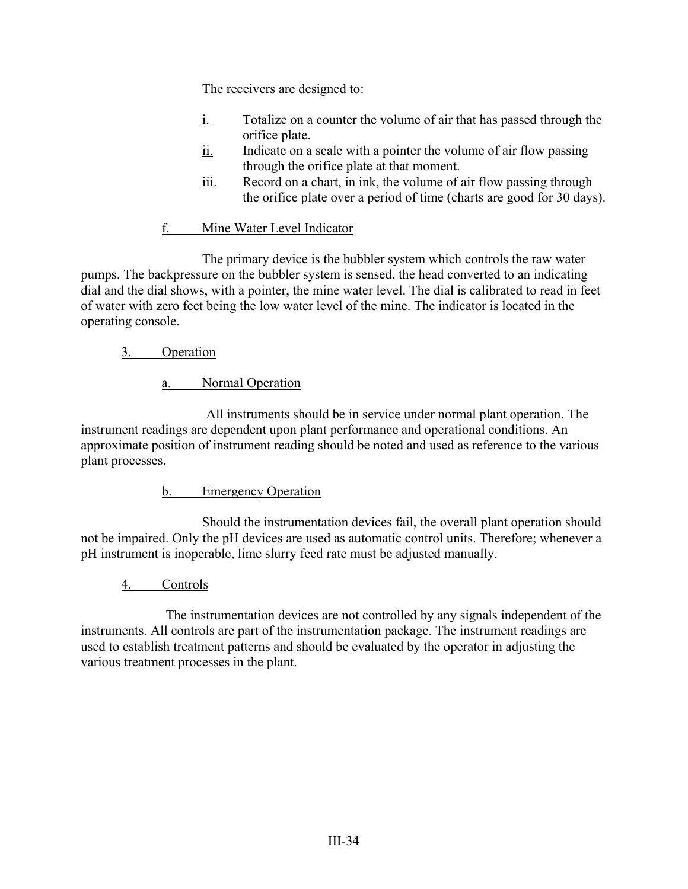The receivers are designed to:

i. Totalize on a counter the volume of air that has passed through the orifice plate.
ii. Indicate on a scale with a pointer the volume of air flow passing through the orifice plate at that moment.
iii. Record on a chart, in ink, the volume of air flow passing through the orifice plate over a period of time (charts are good for 30 days).

#### f. Mine Water Level Indicator

The primary device is the bubbler system which controls the raw water pumps. The backpressure on the bubbler system is sensed, the head converted to an indicating dial and the dial shows, with a pointer, the mine water level. The dial is calibrated to read in feet of water with zero feet being the low water level of the mine. The indicator is located in the operating console.

### 3. Operation

#### a. Normal Operation

All instruments should be in service under normal plant operation. The instrument readings are dependent upon plant performance and operational conditions. An approximate position of instrument reading should be noted and used as reference to the various plant processes.

#### b. Emergency Operation

Should the instrumentation devices fail, the overall plant operation should not be impaired. Only the pH devices are used as automatic control units. Therefore; whenever a pH instrument is inoperable, lime slurry feed rate must be adjusted manually.

### 4. Controls

The instrumentation devices are not controlled by any signals independent of the instruments. All controls are part of the instrumentation package. The instrument readings are used to establish treatment patterns and should be evaluated by the operator in adjusting the various treatment processes in the plant.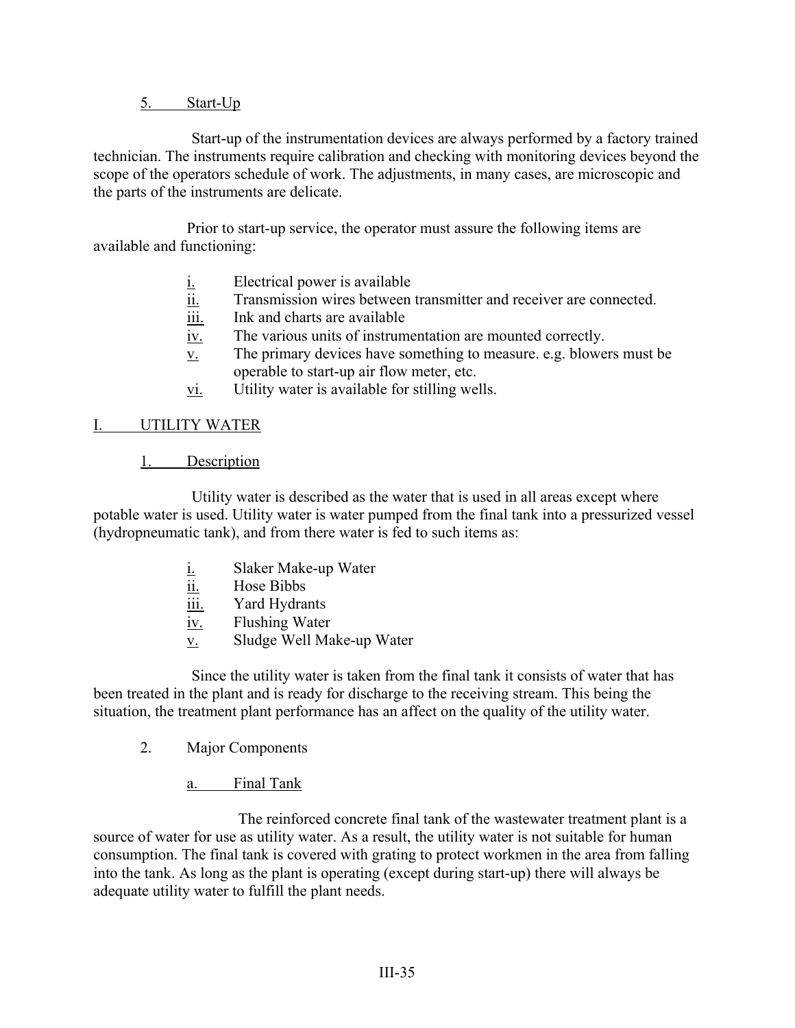### 5. Start-Up

Start-up of the instrumentation devices are always performed by a factory trained technician. The instruments require calibration and checking with monitoring devices beyond the scope of the operators schedule of work. The adjustments, in many cases, are microscopic and the parts of the instruments are delicate.

Prior to start-up service, the operator must assure the following items are available and functioning:

- i. Electrical power is available
- ii. Transmission wires between transmitter and receiver are connected.
- iii. Ink and charts are available
- iv. The various units of instrumentation are mounted correctly.
- v. The primary devices have something to measure. e.g. blowers must be operable to start-up air flow meter, etc.
- vi. Utility water is available for stilling wells.

## I. UTILITY WATER

### 1. Description

Utility water is described as the water that is used in all areas except where potable water is used. Utility water is water pumped from the final tank into a pressurized vessel (hydropneumatic tank), and from there water is fed to such items as:

- i. Slaker Make-up Water
- ii. Hose Bibbs
- iii. Yard Hydrants
- iv. Flushing Water
- v. Sludge Well Make-up Water

Since the utility water is taken from the final tank it consists of water that has been treated in the plant and is ready for discharge to the receiving stream. This being the situation, the treatment plant performance has an affect on the quality of the utility water.

### 2. Major Components

#### a. Final Tank

The reinforced concrete final tank of the wastewater treatment plant is a source of water for use as utility water. As a result, the utility water is not suitable for human consumption. The final tank is covered with grating to protect workmen in the area from falling into the tank. As long as the plant is operating (except during start-up) there will always be adequate utility water to fulfill the plant needs.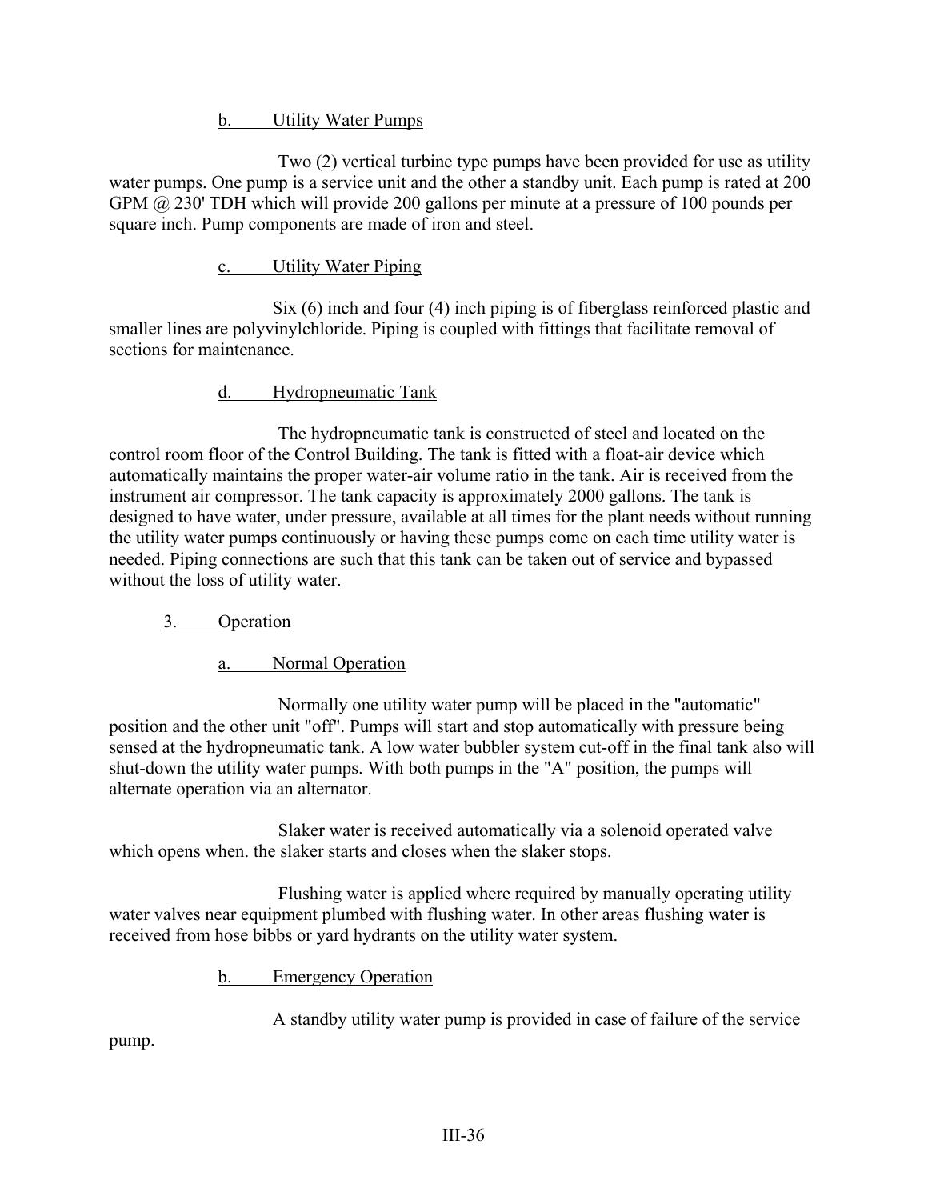#### b. Utility Water Pumps

Two (2) vertical turbine type pumps have been provided for use as utility water pumps. One pump is a service unit and the other a standby unit. Each pump is rated at 200 GPM @ 230' TDH which will provide 200 gallons per minute at a pressure of 100 pounds per square inch. Pump components are made of iron and steel.

#### c. Utility Water Piping

Six (6) inch and four (4) inch piping is of fiberglass reinforced plastic and smaller lines are polyvinylchloride. Piping is coupled with fittings that facilitate removal of sections for maintenance.

#### d. Hydropneumatic Tank

The hydropneumatic tank is constructed of steel and located on the control room floor of the Control Building. The tank is fitted with a float-air device which automatically maintains the proper water-air volume ratio in the tank. Air is received from the instrument air compressor. The tank capacity is approximately 2000 gallons. The tank is designed to have water, under pressure, available at all times for the plant needs without running the utility water pumps continuously or having these pumps come on each time utility water is needed. Piping connections are such that this tank can be taken out of service and bypassed without the loss of utility water.

### 3. Operation

#### a. Normal Operation

Normally one utility water pump will be placed in the "automatic" position and the other unit "off". Pumps will start and stop automatically with pressure being sensed at the hydropneumatic tank. A low water bubbler system cut-off in the final tank also will shut-down the utility water pumps. With both pumps in the "A" position, the pumps will alternate operation via an alternator.

Slaker water is received automatically via a solenoid operated valve which opens when. the slaker starts and closes when the slaker stops.

Flushing water is applied where required by manually operating utility water valves near equipment plumbed with flushing water. In other areas flushing water is received from hose bibbs or yard hydrants on the utility water system.

#### b. Emergency Operation

A standby utility water pump is provided in case of failure of the service pump.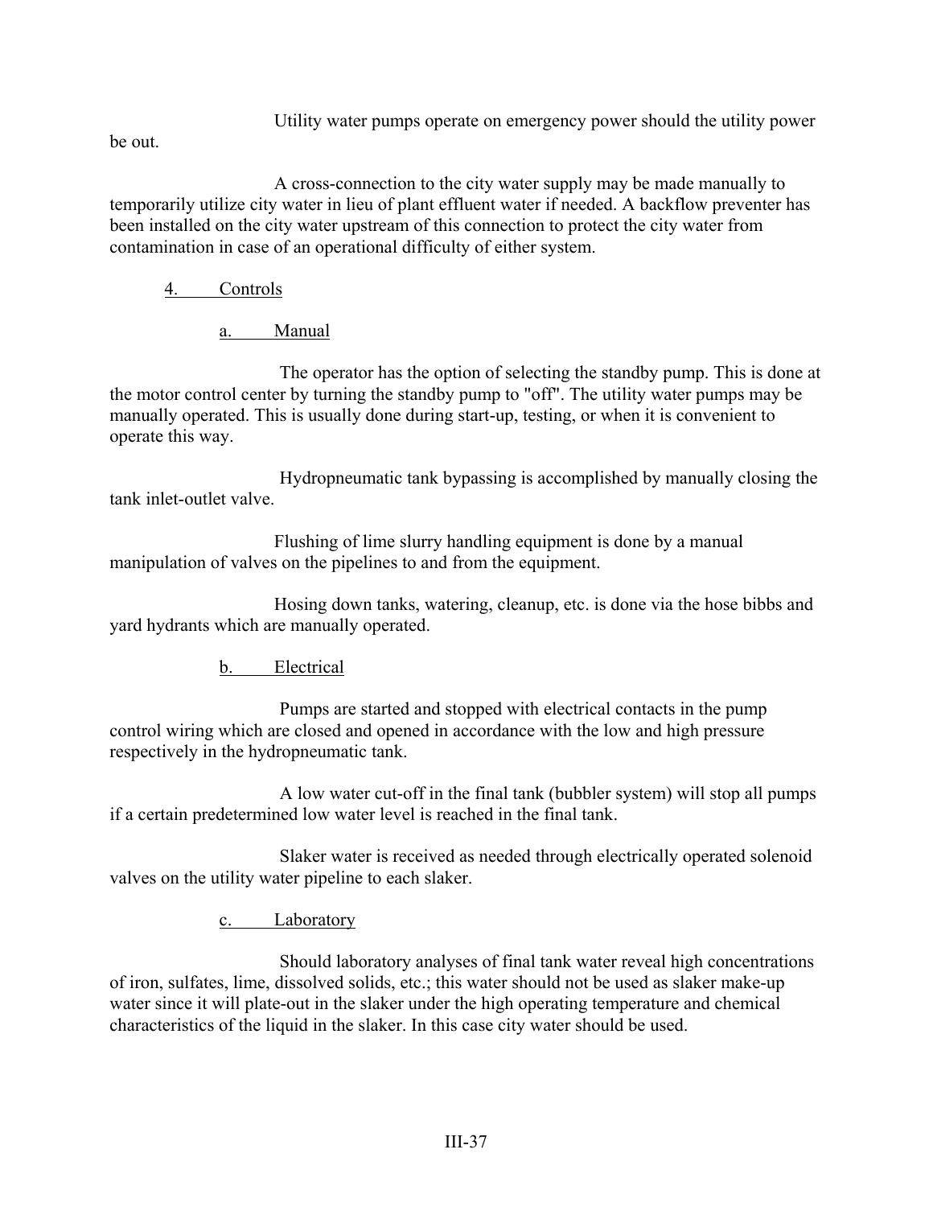Utility water pumps operate on emergency power should the utility power be out.

A cross-connection to the city water supply may be made manually to temporarily utilize city water in lieu of plant effluent water if needed. A backflow preventer has been installed on the city water upstream of this connection to protect the city water from contamination in case of an operational difficulty of either system.

4. Controls

a. Manual

The operator has the option of selecting the standby pump. This is done at the motor control center by turning the standby pump to "off". The utility water pumps may be manually operated. This is usually done during start-up, testing, or when it is convenient to operate this way.

Hydropneumatic tank bypassing is accomplished by manually closing the tank inlet-outlet valve.

Flushing of lime slurry handling equipment is done by a manual manipulation of valves on the pipelines to and from the equipment.

Hosing down tanks, watering, cleanup, etc. is done via the hose bibbs and yard hydrants which are manually operated.

b. Electrical

Pumps are started and stopped with electrical contacts in the pump control wiring which are closed and opened in accordance with the low and high pressure respectively in the hydropneumatic tank.

A low water cut-off in the final tank (bubbler system) will stop all pumps if a certain predetermined low water level is reached in the final tank.

Slaker water is received as needed through electrically operated solenoid valves on the utility water pipeline to each slaker.

c. Laboratory

Should laboratory analyses of final tank water reveal high concentrations of iron, sulfates, lime, dissolved solids, etc.; this water should not be used as slaker make-up water since it will plate-out in the slaker under the high operating temperature and chemical characteristics of the liquid in the slaker. In this case city water should be used.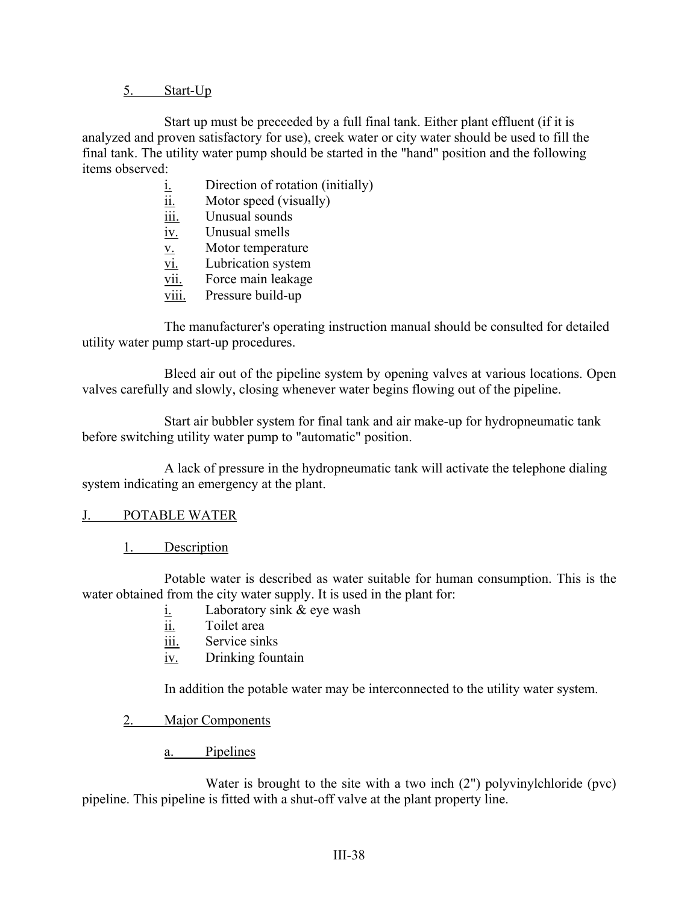### 5. Start-Up

Start up must be preceeded by a full final tank. Either plant effluent (if it is analyzed and proven satisfactory for use), creek water or city water should be used to fill the final tank. The utility water pump should be started in the "hand" position and the following items observed:

- i. Direction of rotation (initially)
- ii. Motor speed (visually)
- iii. Unusual sounds
- iv. Unusual smells
- v. Motor temperature
- vi. Lubrication system
- vii. Force main leakage
- viii. Pressure build-up

The manufacturer's operating instruction manual should be consulted for detailed utility water pump start-up procedures.

Bleed air out of the pipeline system by opening valves at various locations. Open valves carefully and slowly, closing whenever water begins flowing out of the pipeline.

Start air bubbler system for final tank and air make-up for hydropneumatic tank before switching utility water pump to "automatic" position.

A lack of pressure in the hydropneumatic tank will activate the telephone dialing system indicating an emergency at the plant.

## J. POTABLE WATER

### 1. Description

Potable water is described as water suitable for human consumption. This is the water obtained from the city water supply. It is used in the plant for:

- i. Laboratory sink & eye wash
- ii. Toilet area
- iii. Service sinks
- iv. Drinking fountain

In addition the potable water may be interconnected to the utility water system.

### 2. Major Components

#### a. Pipelines

Water is brought to the site with a two inch (2") polyvinylchloride (pvc) pipeline. This pipeline is fitted with a shut-off valve at the plant property line.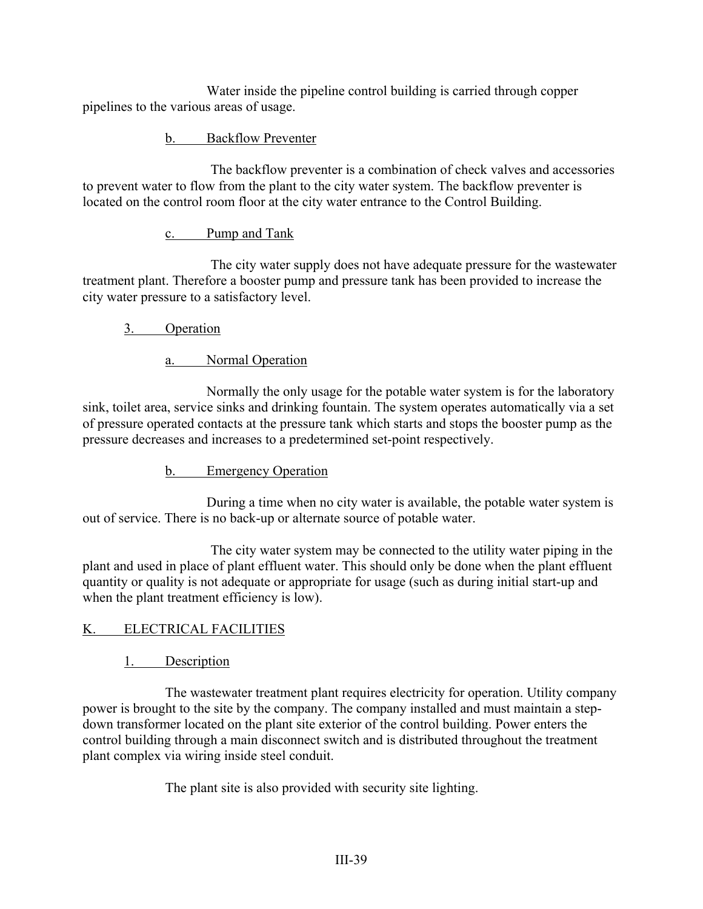Water inside the pipeline control building is carried through copper pipelines to the various areas of usage.

#### b. Backflow Preventer

The backflow preventer is a combination of check valves and accessories to prevent water to flow from the plant to the city water system. The backflow preventer is located on the control room floor at the city water entrance to the Control Building.

#### c. Pump and Tank

The city water supply does not have adequate pressure for the wastewater treatment plant. Therefore a booster pump and pressure tank has been provided to increase the city water pressure to a satisfactory level.

### 3. Operation

#### a. Normal Operation

Normally the only usage for the potable water system is for the laboratory sink, toilet area, service sinks and drinking fountain. The system operates automatically via a set of pressure operated contacts at the pressure tank which starts and stops the booster pump as the pressure decreases and increases to a predetermined set-point respectively.

#### b. Emergency Operation

During a time when no city water is available, the potable water system is out of service. There is no back-up or alternate source of potable water.

The city water system may be connected to the utility water piping in the plant and used in place of plant effluent water. This should only be done when the plant effluent quantity or quality is not adequate or appropriate for usage (such as during initial start-up and when the plant treatment efficiency is low).

## K. ELECTRICAL FACILITIES

### 1. Description

The wastewater treatment plant requires electricity for operation. Utility company power is brought to the site by the company. The company installed and must maintain a step-down transformer located on the plant site exterior of the control building. Power enters the control building through a main disconnect switch and is distributed throughout the treatment plant complex via wiring inside steel conduit.

The plant site is also provided with security site lighting.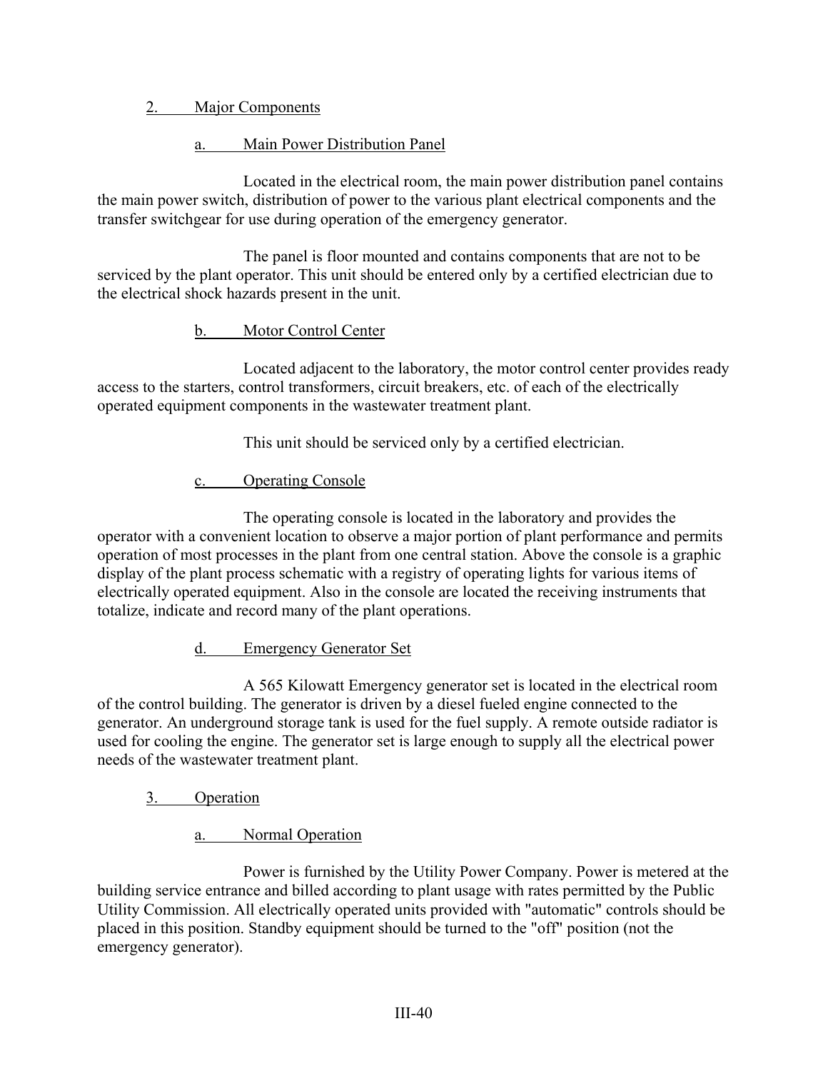## 2. Major Components

### a. Main Power Distribution Panel

Located in the electrical room, the main power distribution panel contains the main power switch, distribution of power to the various plant electrical components and the transfer switchgear for use during operation of the emergency generator.

The panel is floor mounted and contains components that are not to be serviced by the plant operator. This unit should be entered only by a certified electrician due to the electrical shock hazards present in the unit.

### b. Motor Control Center

Located adjacent to the laboratory, the motor control center provides ready access to the starters, control transformers, circuit breakers, etc. of each of the electrically operated equipment components in the wastewater treatment plant.

This unit should be serviced only by a certified electrician.

### c. Operating Console

The operating console is located in the laboratory and provides the operator with a convenient location to observe a major portion of plant performance and permits operation of most processes in the plant from one central station. Above the console is a graphic display of the plant process schematic with a registry of operating lights for various items of electrically operated equipment. Also in the console are located the receiving instruments that totalize, indicate and record many of the plant operations.

### d. Emergency Generator Set

A 565 Kilowatt Emergency generator set is located in the electrical room of the control building. The generator is driven by a diesel fueled engine connected to the generator. An underground storage tank is used for the fuel supply. A remote outside radiator is used for cooling the engine. The generator set is large enough to supply all the electrical power needs of the wastewater treatment plant.

## 3. Operation

### a. Normal Operation

Power is furnished by the Utility Power Company. Power is metered at the building service entrance and billed according to plant usage with rates permitted by the Public Utility Commission. All electrically operated units provided with "automatic" controls should be placed in this position. Standby equipment should be turned to the "off" position (not the emergency generator).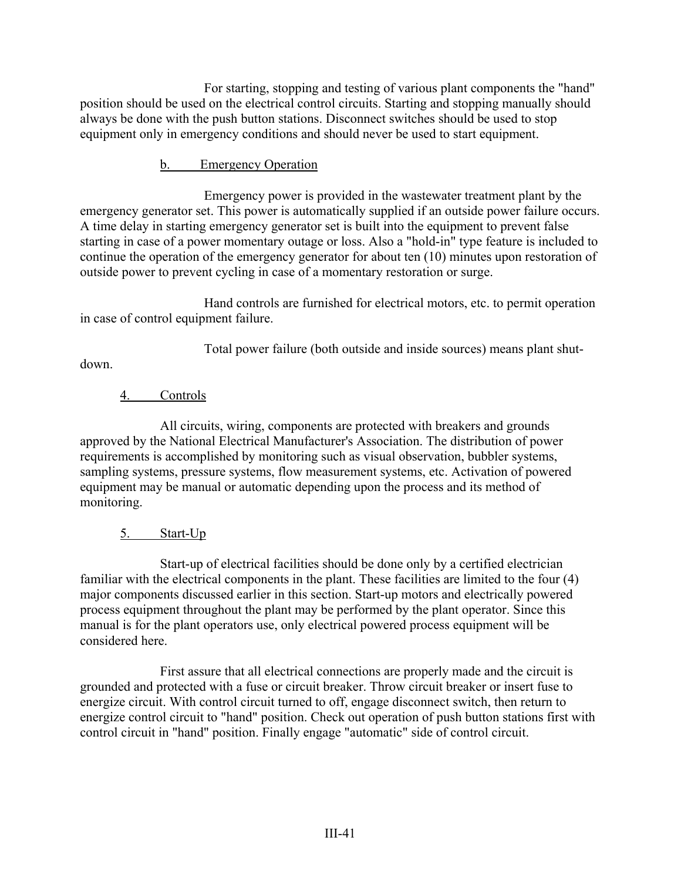For starting, stopping and testing of various plant components the "hand" position should be used on the electrical control circuits. Starting and stopping manually should always be done with the push button stations. Disconnect switches should be used to stop equipment only in emergency conditions and should never be used to start equipment.

#### b. Emergency Operation

Emergency power is provided in the wastewater treatment plant by the emergency generator set. This power is automatically supplied if an outside power failure occurs. A time delay in starting emergency generator set is built into the equipment to prevent false starting in case of a power momentary outage or loss. Also a "hold-in" type feature is included to continue the operation of the emergency generator for about ten (10) minutes upon restoration of outside power to prevent cycling in case of a momentary restoration or surge.

Hand controls are furnished for electrical motors, etc. to permit operation in case of control equipment failure.

Total power failure (both outside and inside sources) means plant shut-down.

### 4. Controls

All circuits, wiring, components are protected with breakers and grounds approved by the National Electrical Manufacturer's Association. The distribution of power requirements is accomplished by monitoring such as visual observation, bubbler systems, sampling systems, pressure systems, flow measurement systems, etc. Activation of powered equipment may be manual or automatic depending upon the process and its method of monitoring.

### 5. Start-Up

Start-up of electrical facilities should be done only by a certified electrician familiar with the electrical components in the plant. These facilities are limited to the four (4) major components discussed earlier in this section. Start-up motors and electrically powered process equipment throughout the plant may be performed by the plant operator. Since this manual is for the plant operators use, only electrical powered process equipment will be considered here.

First assure that all electrical connections are properly made and the circuit is grounded and protected with a fuse or circuit breaker. Throw circuit breaker or insert fuse to energize circuit. With control circuit turned to off, engage disconnect switch, then return to energize control circuit to "hand" position. Check out operation of push button stations first with control circuit in "hand" position. Finally engage "automatic" side of control circuit.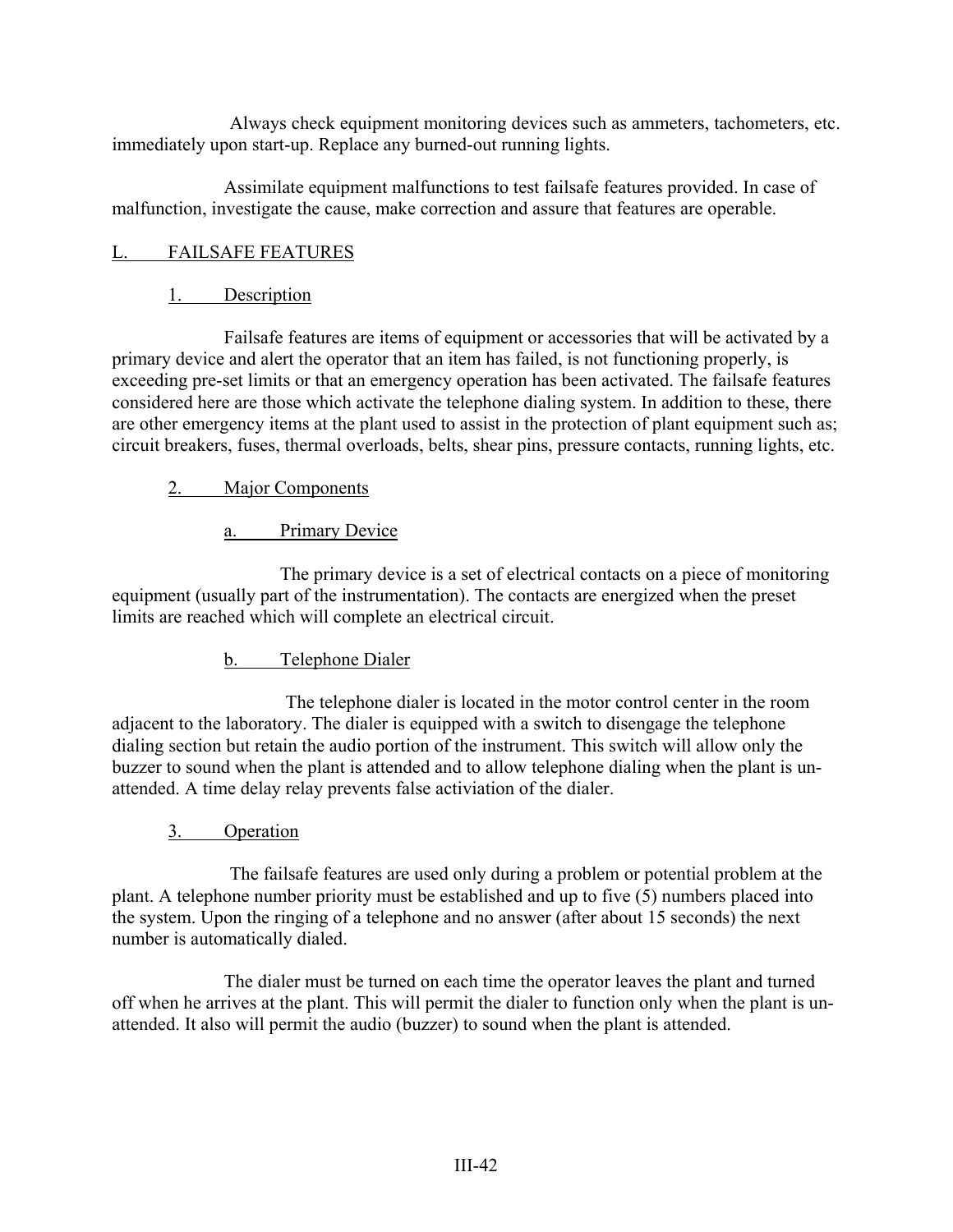Always check equipment monitoring devices such as ammeters, tachometers, etc. immediately upon start-up. Replace any burned-out running lights.

Assimilate equipment malfunctions to test failsafe features provided. In case of malfunction, investigate the cause, make correction and assure that features are operable.

## L. FAILSAFE FEATURES

### 1. Description

Failsafe features are items of equipment or accessories that will be activated by a primary device and alert the operator that an item has failed, is not functioning properly, is exceeding pre-set limits or that an emergency operation has been activated. The failsafe features considered here are those which activate the telephone dialing system. In addition to these, there are other emergency items at the plant used to assist in the protection of plant equipment such as; circuit breakers, fuses, thermal overloads, belts, shear pins, pressure contacts, running lights, etc.

### 2. Major Components

#### a. Primary Device

The primary device is a set of electrical contacts on a piece of monitoring equipment (usually part of the instrumentation). The contacts are energized when the preset limits are reached which will complete an electrical circuit.

#### b. Telephone Dialer

The telephone dialer is located in the motor control center in the room adjacent to the laboratory. The dialer is equipped with a switch to disengage the telephone dialing section but retain the audio portion of the instrument. This switch will allow only the buzzer to sound when the plant is attended and to allow telephone dialing when the plant is un-attended. A time delay relay prevents false activiation of the dialer.

### 3. Operation

The failsafe features are used only during a problem or potential problem at the plant. A telephone number priority must be established and up to five (5) numbers placed into the system. Upon the ringing of a telephone and no answer (after about 15 seconds) the next number is automatically dialed.

The dialer must be turned on each time the operator leaves the plant and turned off when he arrives at the plant. This will permit the dialer to function only when the plant is un-attended. It also will permit the audio (buzzer) to sound when the plant is attended.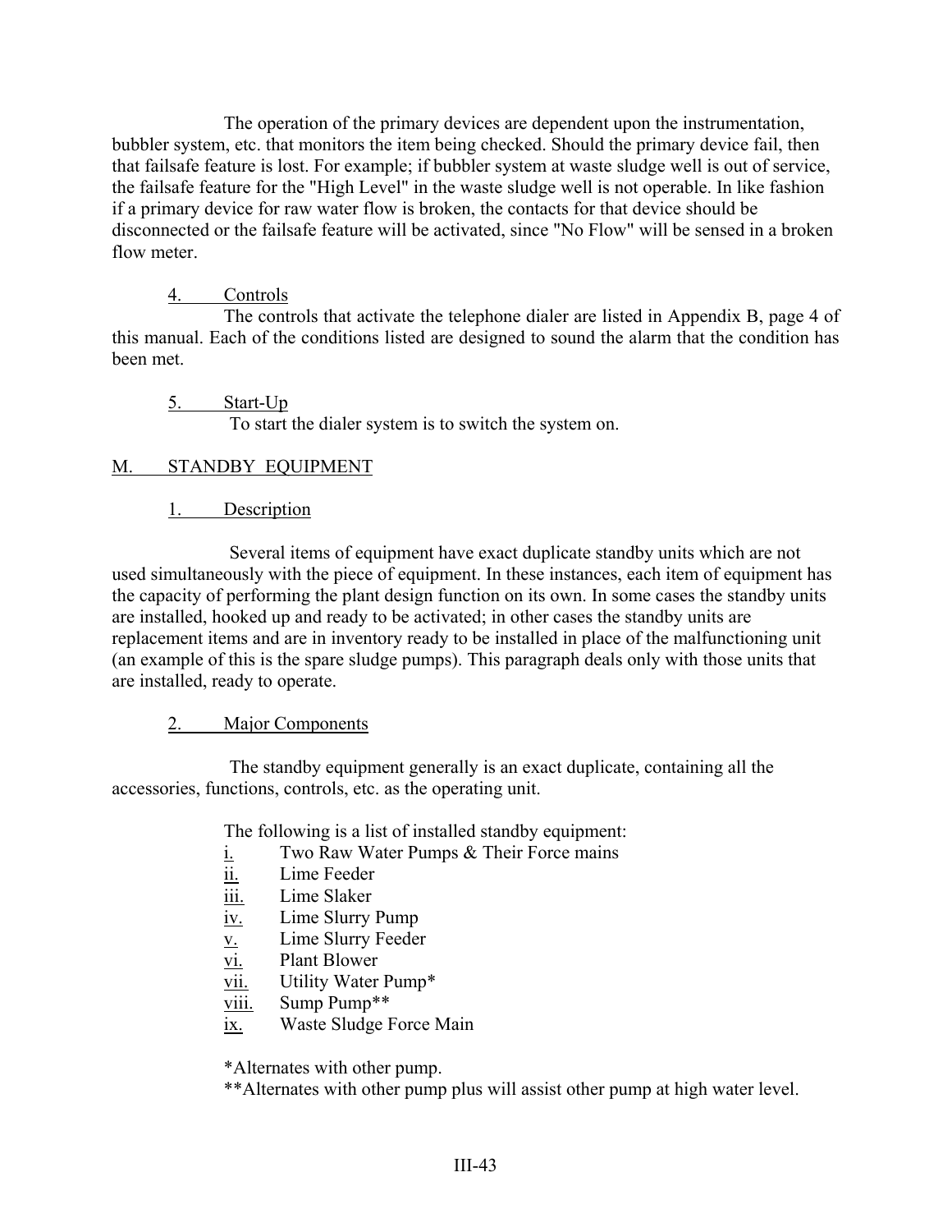The operation of the primary devices are dependent upon the instrumentation, bubbler system, etc. that monitors the item being checked. Should the primary device fail, then that failsafe feature is lost. For example; if bubbler system at waste sludge well is out of service, the failsafe feature for the "High Level" in the waste sludge well is not operable. In like fashion if a primary device for raw water flow is broken, the contacts for that device should be disconnected or the failsafe feature will be activated, since "No Flow" will be sensed in a broken flow meter.

4. Controls

The controls that activate the telephone dialer are listed in Appendix B, page 4 of this manual. Each of the conditions listed are designed to sound the alarm that the condition has been met.

5. Start-Up

To start the dialer system is to switch the system on.

## M. STANDBY EQUIPMENT

1. Description

Several items of equipment have exact duplicate standby units which are not used simultaneously with the piece of equipment. In these instances, each item of equipment has the capacity of performing the plant design function on its own. In some cases the standby units are installed, hooked up and ready to be activated; in other cases the standby units are replacement items and are in inventory ready to be installed in place of the malfunctioning unit (an example of this is the spare sludge pumps). This paragraph deals only with those units that are installed, ready to operate.

2. Major Components

The standby equipment generally is an exact duplicate, containing all the accessories, functions, controls, etc. as the operating unit.

The following is a list of installed standby equipment:

i. Two Raw Water Pumps & Their Force mains
ii. Lime Feeder
iii. Lime Slaker
iv. Lime Slurry Pump
v. Lime Slurry Feeder
vi. Plant Blower
vii. Utility Water Pump*
viii. Sump Pump**
ix. Waste Sludge Force Main

*Alternates with other pump.

**Alternates with other pump plus will assist other pump at high water level.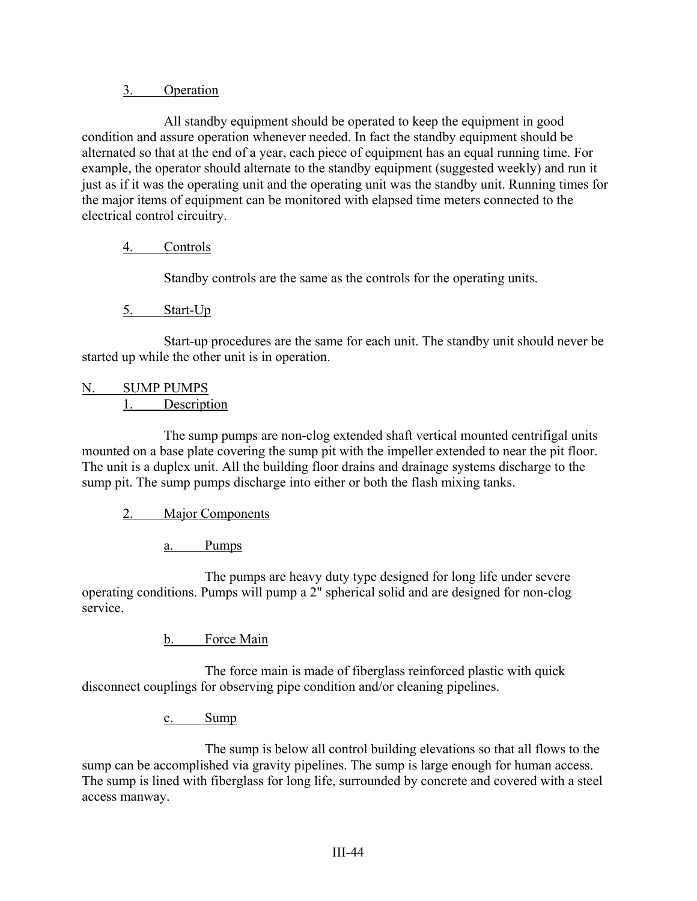### 3. Operation

All standby equipment should be operated to keep the equipment in good condition and assure operation whenever needed. In fact the standby equipment should be alternated so that at the end of a year, each piece of equipment has an equal running time. For example, the operator should alternate to the standby equipment (suggested weekly) and run it just as if it was the operating unit and the operating unit was the standby unit. Running times for the major items of equipment can be monitored with elapsed time meters connected to the electrical control circuitry.

### 4. Controls

Standby controls are the same as the controls for the operating units.

### 5. Start-Up

Start-up procedures are the same for each unit. The standby unit should never be started up while the other unit is in operation.

## N. SUMP PUMPS

### 1. Description

The sump pumps are non-clog extended shaft vertical mounted centrifigal units mounted on a base plate covering the sump pit with the impeller extended to near the pit floor. The unit is a duplex unit. All the building floor drains and drainage systems discharge to the sump pit. The sump pumps discharge into either or both the flash mixing tanks.

### 2. Major Components

#### a. Pumps

The pumps are heavy duty type designed for long life under severe operating conditions. Pumps will pump a 2" spherical solid and are designed for non-clog service.

#### b. Force Main

The force main is made of fiberglass reinforced plastic with quick disconnect couplings for observing pipe condition and/or cleaning pipelines.

#### c. Sump

The sump is below all control building elevations so that all flows to the sump can be accomplished via gravity pipelines. The sump is large enough for human access. The sump is lined with fiberglass for long life, surrounded by concrete and covered with a steel access manway.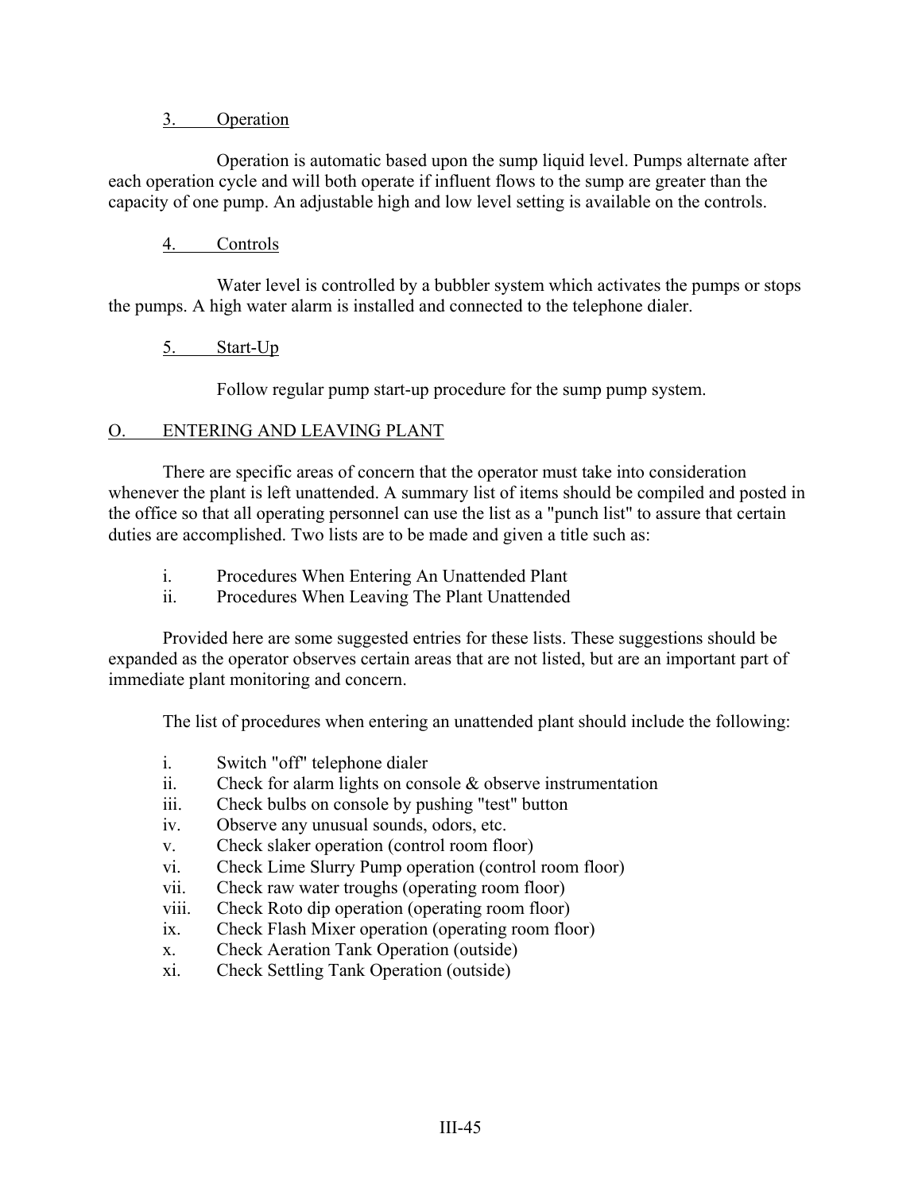### 3. Operation

Operation is automatic based upon the sump liquid level. Pumps alternate after each operation cycle and will both operate if influent flows to the sump are greater than the capacity of one pump. An adjustable high and low level setting is available on the controls.

### 4. Controls

Water level is controlled by a bubbler system which activates the pumps or stops the pumps. A high water alarm is installed and connected to the telephone dialer.

### 5. Start-Up

Follow regular pump start-up procedure for the sump pump system.

## O. ENTERING AND LEAVING PLANT

There are specific areas of concern that the operator must take into consideration whenever the plant is left unattended. A summary list of items should be compiled and posted in the office so that all operating personnel can use the list as a "punch list" to assure that certain duties are accomplished. Two lists are to be made and given a title such as:

i. Procedures When Entering An Unattended Plant
ii. Procedures When Leaving The Plant Unattended

Provided here are some suggested entries for these lists. These suggestions should be expanded as the operator observes certain areas that are not listed, but are an important part of immediate plant monitoring and concern.

The list of procedures when entering an unattended plant should include the following:

i. Switch "off" telephone dialer
ii. Check for alarm lights on console & observe instrumentation
iii. Check bulbs on console by pushing "test" button
iv. Observe any unusual sounds, odors, etc.
v. Check slaker operation (control room floor)
vi. Check Lime Slurry Pump operation (control room floor)
vii. Check raw water troughs (operating room floor)
viii. Check Roto dip operation (operating room floor)
ix. Check Flash Mixer operation (operating room floor)
x. Check Aeration Tank Operation (outside)
xi. Check Settling Tank Operation (outside)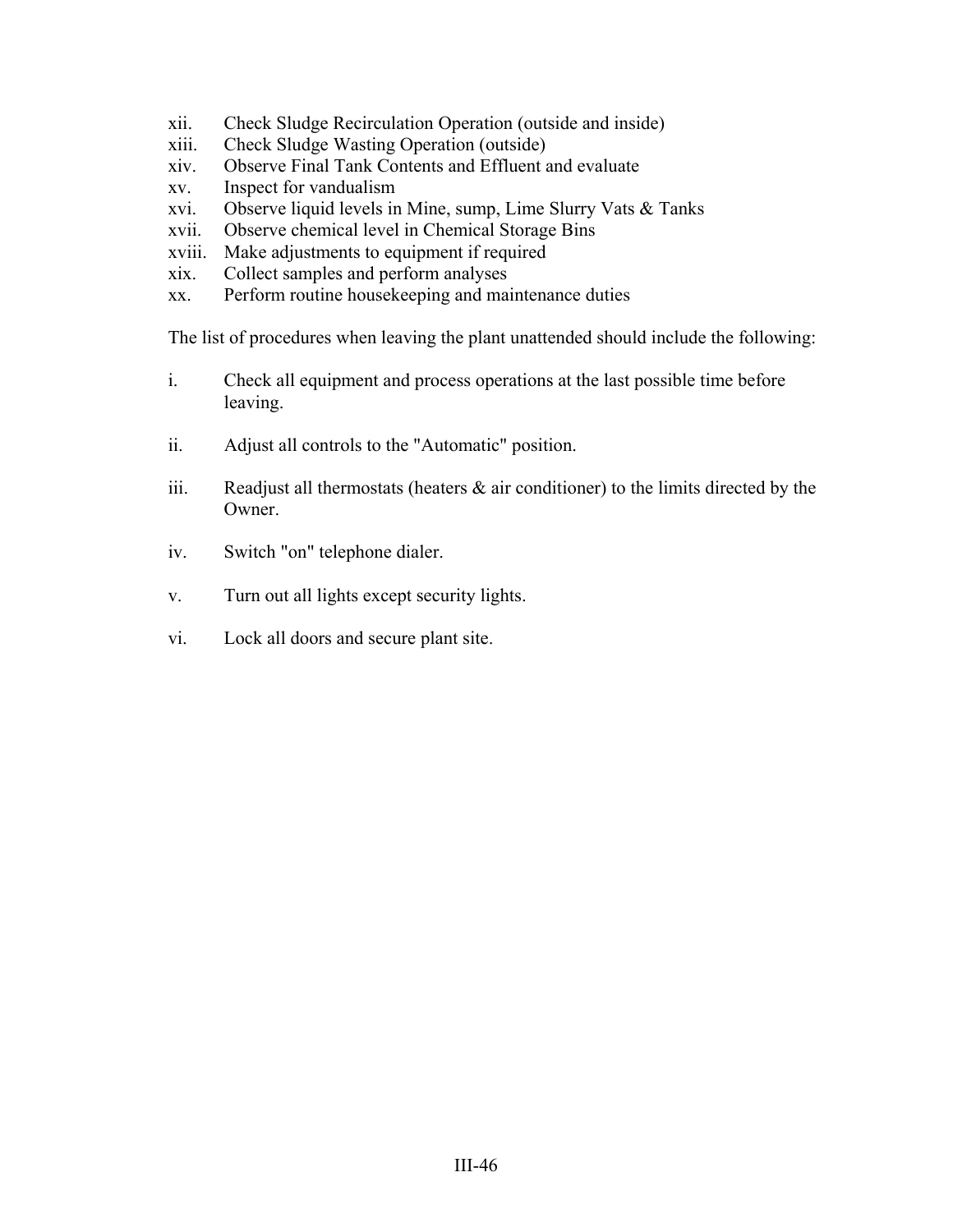xii. Check Sludge Recirculation Operation (outside and inside)
xiii. Check Sludge Wasting Operation (outside)
xiv. Observe Final Tank Contents and Effluent and evaluate
xv. Inspect for vandalism
xvi. Observe liquid levels in Mine, sump, Lime Slurry Vats & Tanks
xvii. Observe chemical level in Chemical Storage Bins
xviii. Make adjustments to equipment if required
xix. Collect samples and perform analyses
xx. Perform routine housekeeping and maintenance duties

The list of procedures when leaving the plant unattended should include the following:

i. Check all equipment and process operations at the last possible time before leaving.

ii. Adjust all controls to the "Automatic" position.

iii. Readjust all thermostats (heaters & air conditioner) to the limits directed by the Owner.

iv. Switch "on" telephone dialer.

v. Turn out all lights except security lights.

vi. Lock all doors and secure plant site.